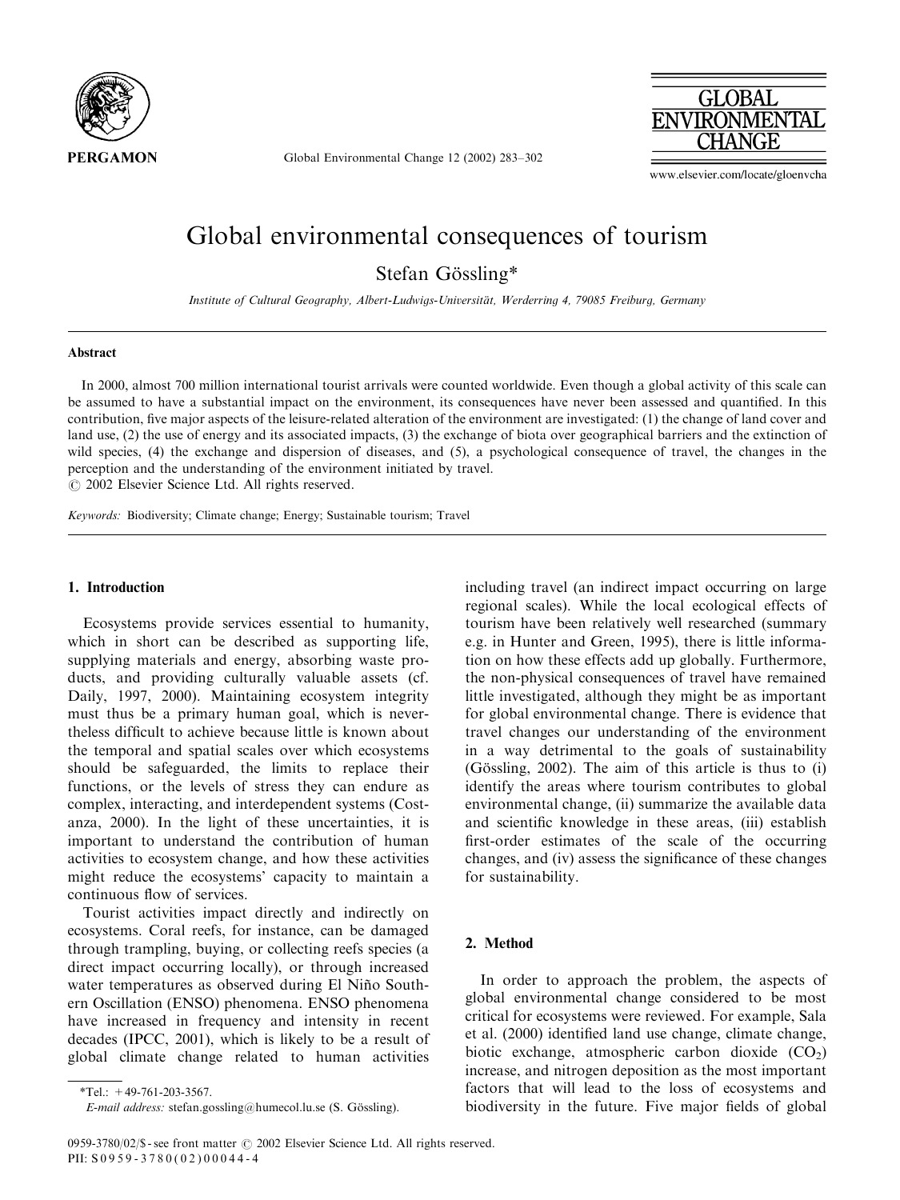# Global environmental consequences of tourism

Stefan Gössling*

*Institute of Cultural Geography, Albert-Ludwigs-Universität, Werderring 4, 79085 Freiburg, Germany*

## Abstract

In 2000, almost 700 million international tourist arrivals were counted worldwide. Even though a global activity of this scale can be assumed to have a substantial impact on the environment, its consequences have never been assessed and quantified. In this contribution, five major aspects of the leisure-related alteration of the environment are investigated: (1) the change of land cover and land use, (2) the use of energy and its associated impacts, (3) the exchange of biota over geographical barriers and the extinction of wild species, (4) the exchange and dispersion of diseases, and (5), a psychological consequence of travel, the changes in the perception and the understanding of the environment initiated by travel.

© 2002 Elsevier Science Ltd. All rights reserved.

*Keywords:* Biodiversity; Climate change; Energy; Sustainable tourism; Travel

## 1. Introduction

Ecosystems provide services essential to humanity, which in short can be described as supporting life, supplying materials and energy, absorbing waste products, and providing culturally valuable assets (cf. Daily, 1997, 2000). Maintaining ecosystem integrity must thus be a primary human goal, which is nevertheless difficult to achieve because little is known about the temporal and spatial scales over which ecosystems should be safeguarded, the limits to replace their functions, or the levels of stress they can endure as complex, interacting, and interdependent systems (Costanza, 2000). In the light of these uncertainties, it is important to understand the contribution of human activities to ecosystem change, and how these activities might reduce the ecosystems' capacity to maintain a continuous flow of services.

Tourist activities impact directly and indirectly on ecosystems. Coral reefs, for instance, can be damaged through trampling, buying, or collecting reefs species (a direct impact occurring locally), or through increased water temperatures as observed during El Niño Southern Oscillation (ENSO) phenomena. ENSO phenomena have increased in frequency and intensity in recent decades (IPCC, 2001), which is likely to be a result of global climate change related to human activities including travel (an indirect impact occurring on large regional scales). While the local ecological effects of tourism have been relatively well researched (summary e.g. in Hunter and Green, 1995), there is little information on how these effects add up globally. Furthermore, the non-physical consequences of travel have remained little investigated, although they might be as important for global environmental change. There is evidence that travel changes our understanding of the environment in a way detrimental to the goals of sustainability (Gössling, 2002). The aim of this article is thus to (i) identify the areas where tourism contributes to global environmental change, (ii) summarize the available data and scientific knowledge in these areas, (iii) establish first-order estimates of the scale of the occurring changes, and (iv) assess the significance of these changes for sustainability.

## 2. Method

In order to approach the problem, the aspects of global environmental change considered to be most critical for ecosystems were reviewed. For example, Sala et al. (2000) identified land use change, climate change, biotic exchange, atmospheric carbon dioxide ($CO_2$) increase, and nitrogen deposition as the most important factors that will lead to the loss of ecosystems and biodiversity in the future. Five major fields of global

*Tel.: +49-761-203-3567.

*E-mail address:* stefan.gossling@humecol.lu.se (S. Gössling).

0959-3780/02/$ - see front matter © 2002 Elsevier Science Ltd. All rights reserved.
PII: S0959-3780(02)00044-4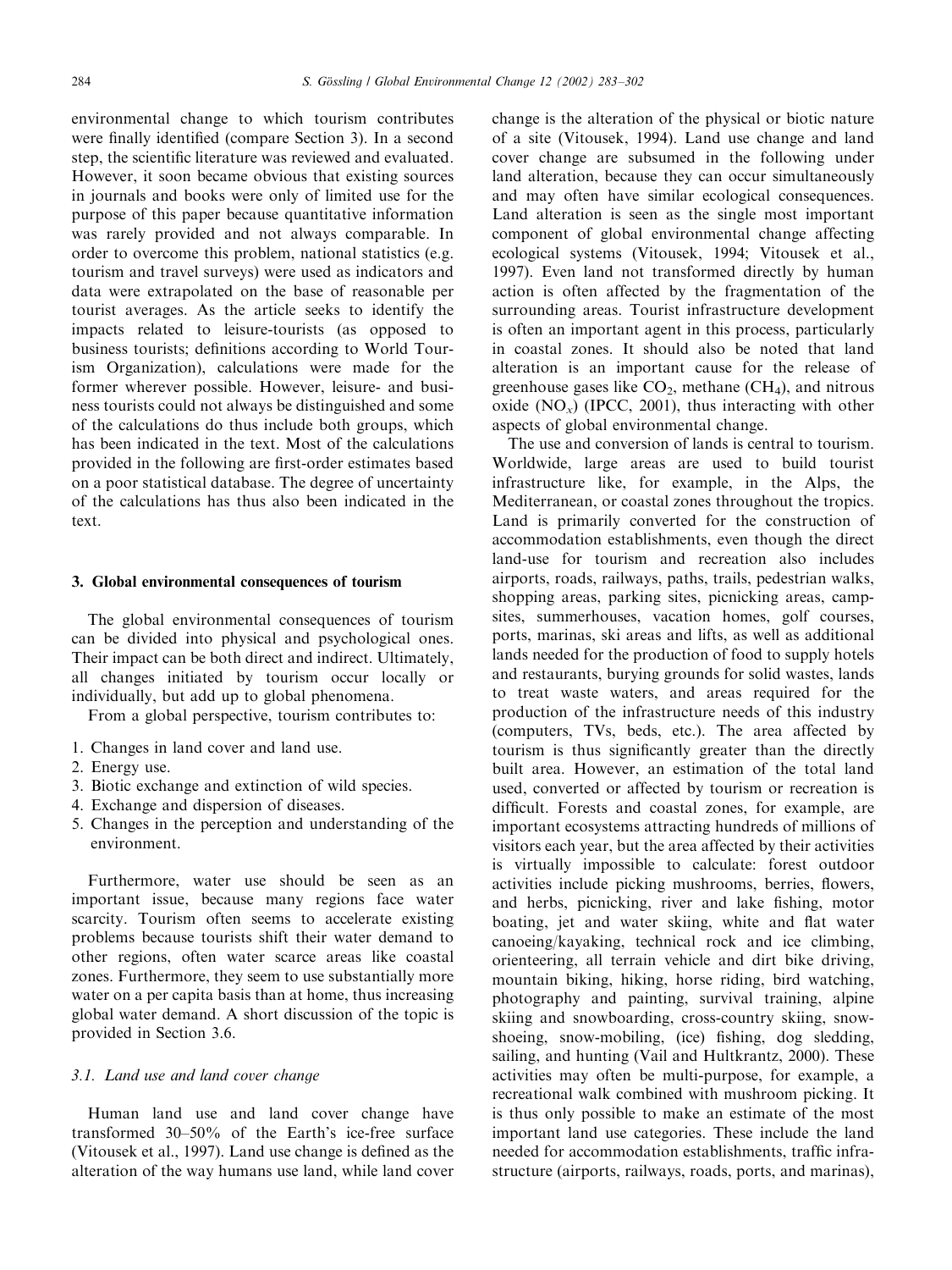environmental change to which tourism contributes were finally identified (compare Section 3). In a second step, the scientific literature was reviewed and evaluated. However, it soon became obvious that existing sources in journals and books were only of limited use for the purpose of this paper because quantitative information was rarely provided and not always comparable. In order to overcome this problem, national statistics (e.g. tourism and travel surveys) were used as indicators and data were extrapolated on the base of reasonable per tourist averages. As the article seeks to identify the impacts related to leisure-tourists (as opposed to business tourists; definitions according to World Tourism Organization), calculations were made for the former wherever possible. However, leisure- and business tourists could not always be distinguished and some of the calculations do thus include both groups, which has been indicated in the text. Most of the calculations provided in the following are first-order estimates based on a poor statistical database. The degree of uncertainty of the calculations has thus also been indicated in the text.

## 3. Global environmental consequences of tourism

The global environmental consequences of tourism can be divided into physical and psychological ones. Their impact can be both direct and indirect. Ultimately, all changes initiated by tourism occur locally or individually, but add up to global phenomena.

From a global perspective, tourism contributes to:

1. Changes in land cover and land use.
2. Energy use.
3. Biotic exchange and extinction of wild species.
4. Exchange and dispersion of diseases.
5. Changes in the perception and understanding of the environment.

Furthermore, water use should be seen as an important issue, because many regions face water scarcity. Tourism often seems to accelerate existing problems because tourists shift their water demand to other regions, often water scarce areas like coastal zones. Furthermore, they seem to use substantially more water on a per capita basis than at home, thus increasing global water demand. A short discussion of the topic is provided in Section 3.6.

### 3.1. Land use and land cover change

Human land use and land cover change have transformed 30–50% of the Earth's ice-free surface (Vitousek et al., 1997). Land use change is defined as the alteration of the way humans use land, while land cover change is the alteration of the physical or biotic nature of a site (Vitousek, 1994). Land use change and land cover change are subsumed in the following under land alteration, because they can occur simultaneously and may often have similar ecological consequences. Land alteration is seen as the single most important component of global environmental change affecting ecological systems (Vitousek, 1994; Vitousek et al., 1997). Even land not transformed directly by human action is often affected by the fragmentation of the surrounding areas. Tourist infrastructure development is often an important agent in this process, particularly in coastal zones. It should also be noted that land alteration is an important cause for the release of greenhouse gases like $CO_2$, methane ($CH_4$), and nitrous oxide ($NO_x$) (IPCC, 2001), thus interacting with other aspects of global environmental change.

The use and conversion of lands is central to tourism. Worldwide, large areas are used to build tourist infrastructure like, for example, in the Alps, the Mediterranean, or coastal zones throughout the tropics. Land is primarily converted for the construction of accommodation establishments, even though the direct land-use for tourism and recreation also includes airports, roads, railways, paths, trails, pedestrian walks, shopping areas, parking sites, picnicking areas, campsites, summerhouses, vacation homes, golf courses, ports, marinas, ski areas and lifts, as well as additional lands needed for the production of food to supply hotels and restaurants, burying grounds for solid wastes, lands to treat waste waters, and areas required for the production of the infrastructure needs of this industry (computers, TVs, beds, etc.). The area affected by tourism is thus significantly greater than the directly built area. However, an estimation of the total land used, converted or affected by tourism or recreation is difficult. Forests and coastal zones, for example, are important ecosystems attracting hundreds of millions of visitors each year, but the area affected by their activities is virtually impossible to calculate: forest outdoor activities include picking mushrooms, berries, flowers, and herbs, picnicking, river and lake fishing, motor boating, jet and water skiing, white and flat water canoeing/kayaking, technical rock and ice climbing, orienteering, all terrain vehicle and dirt bike driving, mountain biking, hiking, horse riding, bird watching, photography and painting, survival training, alpine skiing and snowboarding, cross-country skiing, snowshoeing, snow-mobiling, (ice) fishing, dog sledding, sailing, and hunting (Vail and Hultkrantz, 2000). These activities may often be multi-purpose, for example, a recreational walk combined with mushroom picking. It is thus only possible to make an estimate of the most important land use categories. These include the land needed for accommodation establishments, traffic infrastructure (airports, railways, roads, ports, and marinas),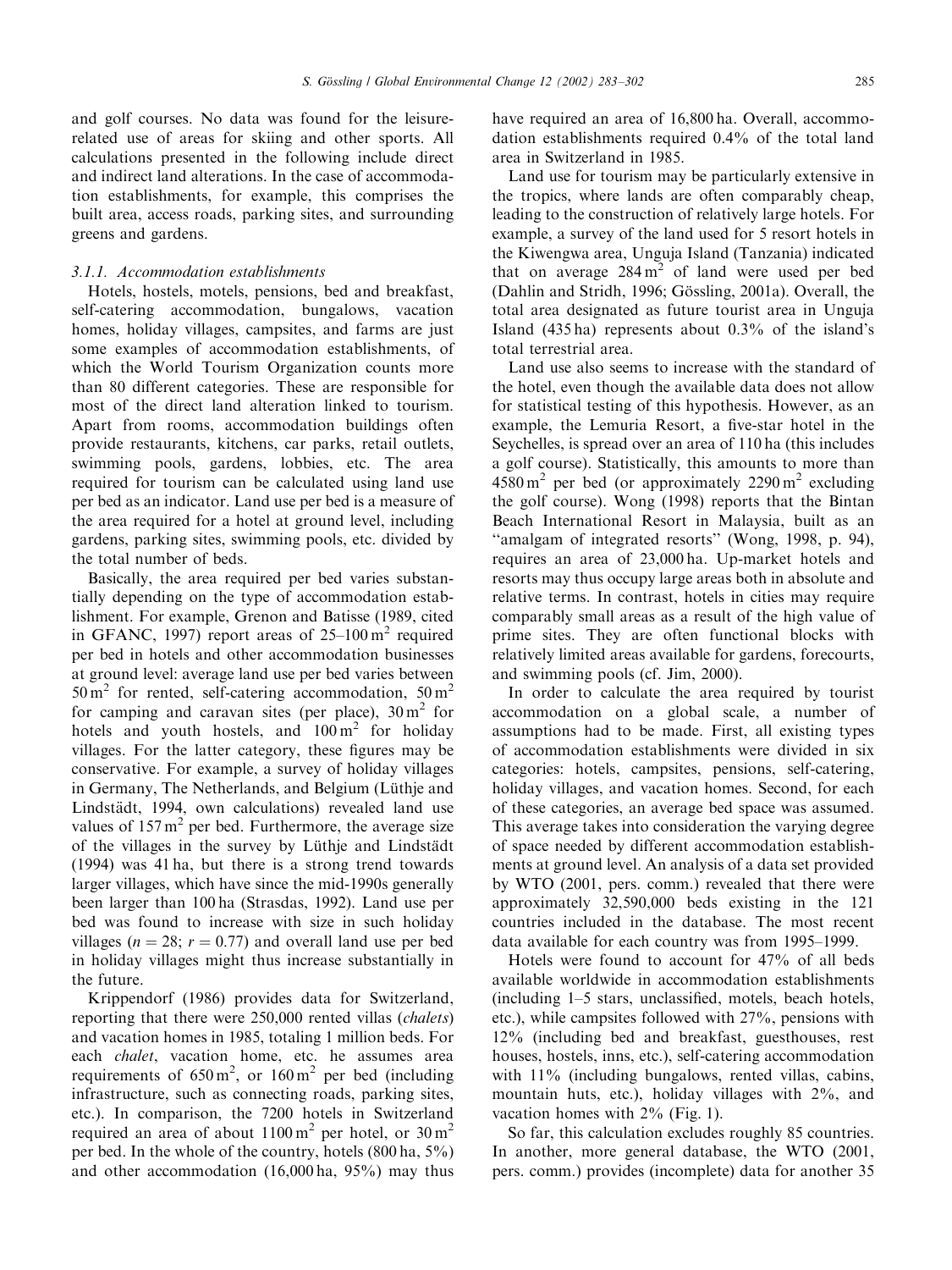and golf courses. No data was found for the leisure-related use of areas for skiing and other sports. All calculations presented in the following include direct and indirect land alterations. In the case of accommodation establishments, for example, this comprises the built area, access roads, parking sites, and surrounding greens and gardens.

#### 3.1.1. Accommodation establishments

Hotels, hostels, motels, pensions, bed and breakfast, self-catering accommodation, bungalows, vacation homes, holiday villages, campsites, and farms are just some examples of accommodation establishments, of which the World Tourism Organization counts more than 80 different categories. These are responsible for most of the direct land alteration linked to tourism. Apart from rooms, accommodation buildings often provide restaurants, kitchens, car parks, retail outlets, swimming pools, gardens, lobbies, etc. The area required for tourism can be calculated using land use per bed as an indicator. Land use per bed is a measure of the area required for a hotel at ground level, including gardens, parking sites, swimming pools, etc. divided by the total number of beds.

Basically, the area required per bed varies substantially depending on the type of accommodation establishment. For example, Grenon and Batisse (1989, cited in GFANC, 1997) report areas of 25–100 $m^2$ required per bed in hotels and other accommodation businesses at ground level: average land use per bed varies between 50 $m^2$ for rented, self-catering accommodation, 50 $m^2$ for camping and caravan sites (per place), 30 $m^2$ for hotels and youth hostels, and 100 $m^2$ for holiday villages. For the latter category, these figures may be conservative. For example, a survey of holiday villages in Germany, The Netherlands, and Belgium (Lüthje and Lindstädt, 1994, own calculations) revealed land use values of 157 $m^2$ per bed. Furthermore, the average size of the villages in the survey by Lüthje and Lindstädt (1994) was 41 ha, but there is a strong trend towards larger villages, which have since the mid-1990s generally been larger than 100 ha (Strasdas, 1992). Land use per bed was found to increase with size in such holiday villages ($n = 28$; $r = 0.77$) and overall land use per bed in holiday villages might thus increase substantially in the future.

Krippendorf (1986) provides data for Switzerland, reporting that there were 250,000 rented villas (*chalets*) and vacation homes in 1985, totaling 1 million beds. For each *chalet*, vacation home, etc. he assumes area requirements of 650 $m^2$, or 160 $m^2$ per bed (including infrastructure, such as connecting roads, parking sites, etc.). In comparison, the 7200 hotels in Switzerland required an area of about 1100 $m^2$ per hotel, or 30 $m^2$ per bed. In the whole of the country, hotels (800 ha, 5%) and other accommodation (16,000 ha, 95%) may thus have required an area of 16,800 ha. Overall, accommodation establishments required 0.4% of the total land area in Switzerland in 1985.

Land use for tourism may be particularly extensive in the tropics, where lands are often comparably cheap, leading to the construction of relatively large hotels. For example, a survey of the land used for 5 resort hotels in the Kiwengwa area, Unguja Island (Tanzania) indicated that on average 284 $m^2$ of land were used per bed (Dahlin and Stridh, 1996; Gössling, 2001a). Overall, the total area designated as future tourist area in Unguja Island (435 ha) represents about 0.3% of the island's total terrestrial area.

Land use also seems to increase with the standard of the hotel, even though the available data does not allow for statistical testing of this hypothesis. However, as an example, the Lemuria Resort, a five-star hotel in the Seychelles, is spread over an area of 110 ha (this includes a golf course). Statistically, this amounts to more than 4580 $m^2$ per bed (or approximately 2290 $m^2$ excluding the golf course). Wong (1998) reports that the Bintan Beach International Resort in Malaysia, built as an "amalgam of integrated resorts" (Wong, 1998, p. 94), requires an area of 23,000 ha. Up-market hotels and resorts may thus occupy large areas both in absolute and relative terms. In contrast, hotels in cities may require comparably small areas as a result of the high value of prime sites. They are often functional blocks with relatively limited areas available for gardens, forecourts, and swimming pools (cf. Jim, 2000).

In order to calculate the area required by tourist accommodation on a global scale, a number of assumptions had to be made. First, all existing types of accommodation establishments were divided in six categories: hotels, campsites, pensions, self-catering, holiday villages, and vacation homes. Second, for each of these categories, an average bed space was assumed. This average takes into consideration the varying degree of space needed by different accommodation establishments at ground level. An analysis of a data set provided by WTO (2001, pers. comm.) revealed that there were approximately 32,590,000 beds existing in the 121 countries included in the database. The most recent data available for each country was from 1995–1999.

Hotels were found to account for 47% of all beds available worldwide in accommodation establishments (including 1–5 stars, unclassified, motels, beach hotels, etc.), while campsites followed with 27%, pensions with 12% (including bed and breakfast, guesthouses, rest houses, hostels, inns, etc.), self-catering accommodation with 11% (including bungalows, rented villas, cabins, mountain huts, etc.), holiday villages with 2%, and vacation homes with 2% (Fig. 1).

So far, this calculation excludes roughly 85 countries. In another, more general database, the WTO (2001, pers. comm.) provides (incomplete) data for another 35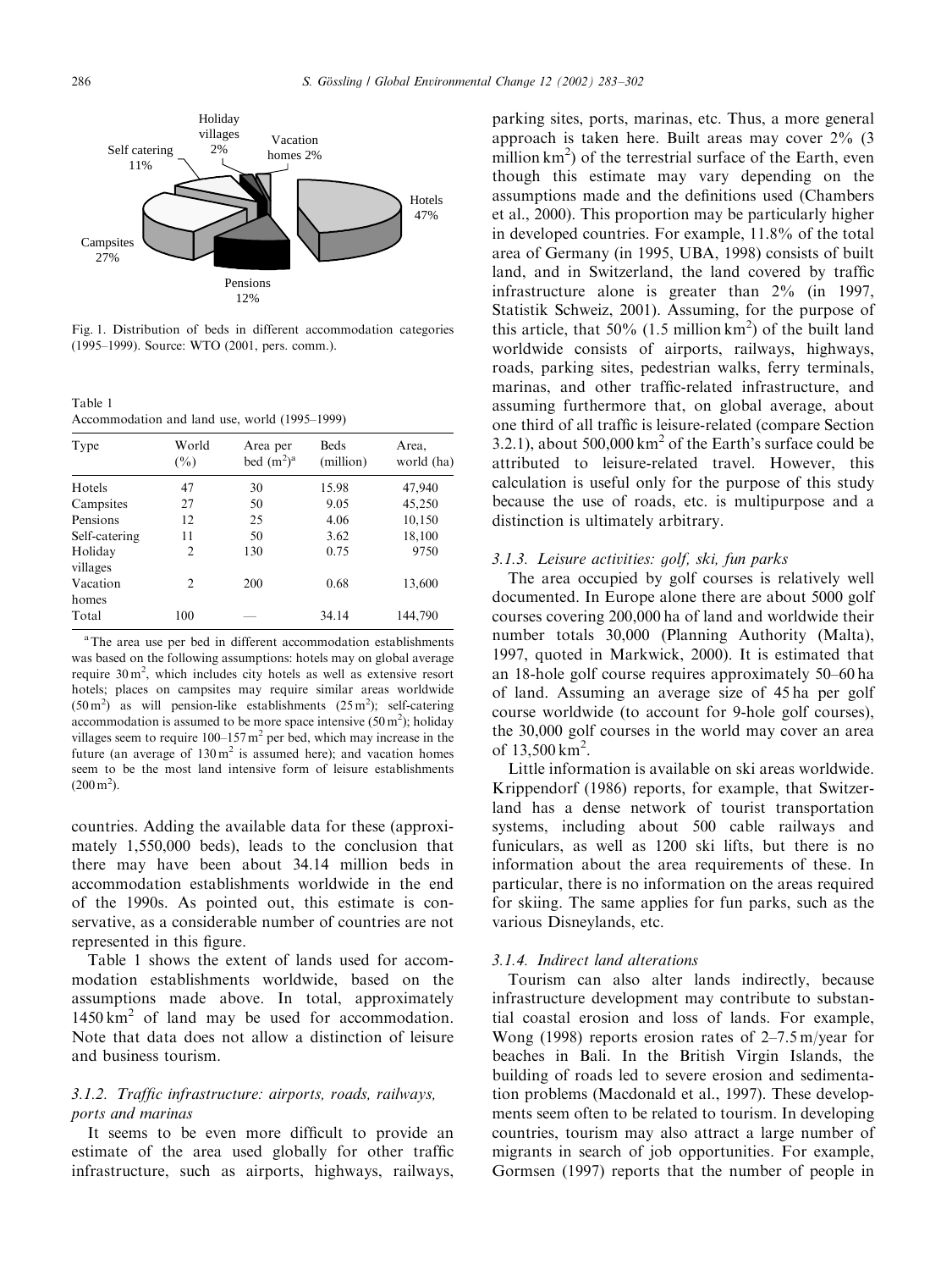Holiday villages 2%

Vacation homes 2%

Self catering 11%

Hotels 47%

Campsites 27%

Pensions 12%

Fig. 1. Distribution of beds in different accommodation categories (1995–1999). Source: WTO (2001, pers. comm.).

Table 1
Accommodation and land use, world (1995–1999)

| Type | World (%) | Area per bed (m²)[a] | Beds (million) | Area, world (ha) |
|---|---|---|---|---|
| Hotels | 47 | 30 | 15.98 | 47,940 |
| Campsites | 27 | 50 | 9.05 | 45,250 |
| Pensions | 12 | 25 | 4.06 | 10,150 |
| Self-catering | 11 | 50 | 3.62 | 18,100 |
| Holiday villages | 2 | 130 | 0.75 | 9750 |
| Vacation homes | 2 | 200 | 0.68 | 13,600 |
| Total | 100 | — | 34.14 | 144,790 |

[a] The area use per bed in different accommodation establishments was based on the following assumptions: hotels may on global average require 30 m², which includes city hotels as well as extensive resort hotels; places on campsites may require similar areas worldwide (50 m²) as will pension-like establishments (25 m²); self-catering accommodation is assumed to be more space intensive (50 m²); holiday villages seem to require 100–157 m² per bed, which may increase in the future (an average of 130 m² is assumed here); and vacation homes seem to be the most land intensive form of leisure establishments (200 m²).

countries. Adding the available data for these (approximately 1,550,000 beds), leads to the conclusion that there may have been about 34.14 million beds in accommodation establishments worldwide in the end of the 1990s. As pointed out, this estimate is conservative, as a considerable number of countries are not represented in this figure.

Table 1 shows the extent of lands used for accommodation establishments worldwide, based on the assumptions made above. In total, approximately 1450 km² of land may be used for accommodation. Note that data does not allow a distinction of leisure and business tourism.

### 3.1.2. Traffic infrastructure: airports, roads, railways, ports and marinas

It seems to be even more difficult to provide an estimate of the area used globally for other traffic infrastructure, such as airports, highways, railways, parking sites, ports, marinas, etc. Thus, a more general approach is taken here. Built areas may cover 2% (3 million km²) of the terrestrial surface of the Earth, even though this estimate may vary depending on the assumptions made and the definitions used (Chambers et al., 2000). This proportion may be particularly higher in developed countries. For example, 11.8% of the total area of Germany (in 1995, UBA, 1998) consists of built land, and in Switzerland, the land covered by traffic infrastructure alone is greater than 2% (in 1997, Statistik Schweiz, 2001). Assuming, for the purpose of this article, that 50% (1.5 million km²) of the built land worldwide consists of airports, railways, highways, roads, parking sites, pedestrian walks, ferry terminals, marinas, and other traffic-related infrastructure, and assuming furthermore that, on global average, about one third of all traffic is leisure-related (compare Section 3.2.1), about 500,000 km² of the Earth's surface could be attributed to leisure-related travel. However, this calculation is useful only for the purpose of this study because the use of roads, etc. is multipurpose and a distinction is ultimately arbitrary.

### 3.1.3. Leisure activities: golf, ski, fun parks

The area occupied by golf courses is relatively well documented. In Europe alone there are about 5000 golf courses covering 200,000 ha of land and worldwide their number totals 30,000 (Planning Authority (Malta), 1997, quoted in Markwick, 2000). It is estimated that an 18-hole golf course requires approximately 50–60 ha of land. Assuming an average size of 45 ha per golf course worldwide (to account for 9-hole golf courses), the 30,000 golf courses in the world may cover an area of 13,500 km².

Little information is available on ski areas worldwide. Krippendorf (1986) reports, for example, that Switzerland has a dense network of tourist transportation systems, including about 500 cable railways and funiculars, as well as 1200 ski lifts, but there is no information about the area requirements of these. In particular, there is no information on the areas required for skiing. The same applies for fun parks, such as the various Disneylands, etc.

### 3.1.4. Indirect land alterations

Tourism can also alter lands indirectly, because infrastructure development may contribute to substantial coastal erosion and loss of lands. For example, Wong (1998) reports erosion rates of 2–7.5 m/year for beaches in Bali. In the British Virgin Islands, the building of roads led to severe erosion and sedimentation problems (Macdonald et al., 1997). These developments seem often to be related to tourism. In developing countries, tourism may also attract a large number of migrants in search of job opportunities. For example, Gormsen (1997) reports that the number of people in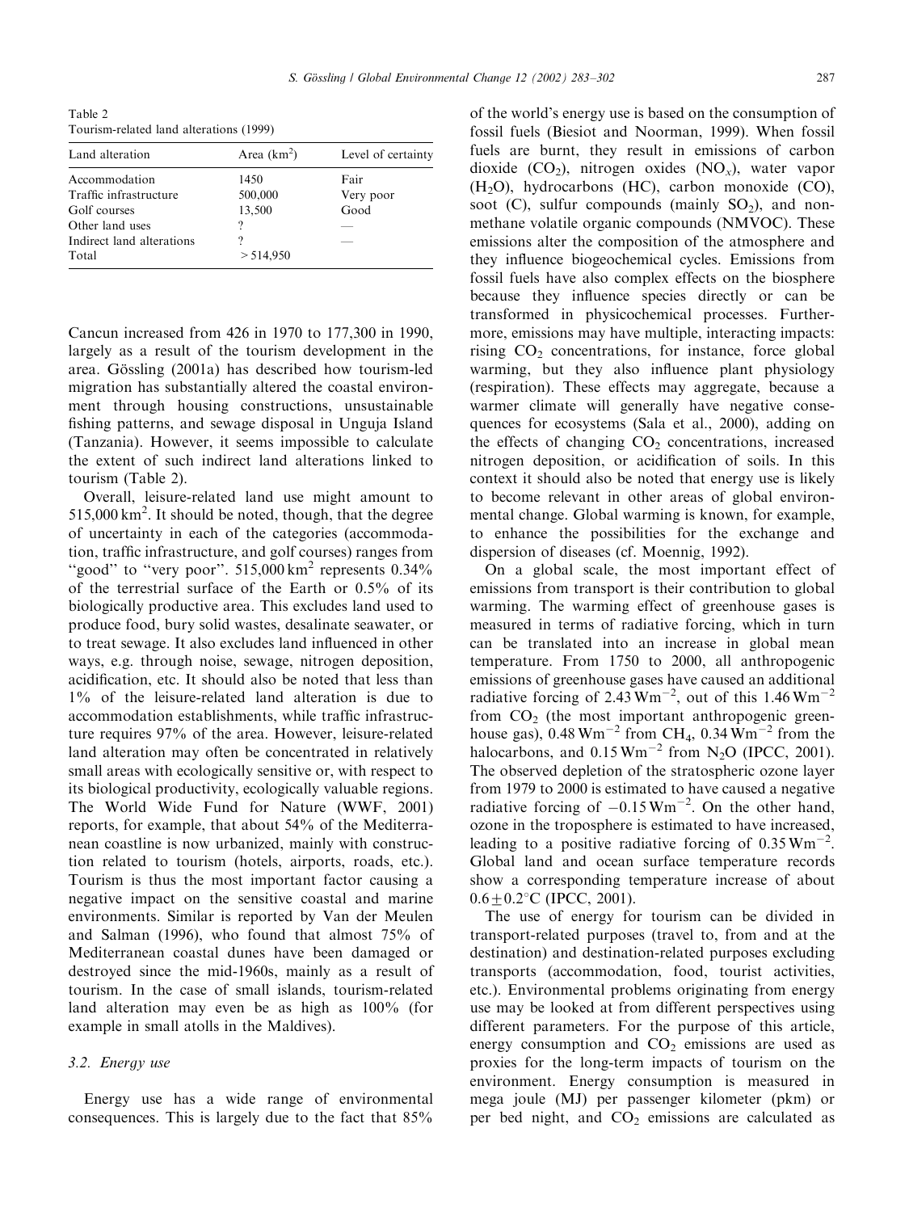Table 2
Tourism-related land alterations (1999)

| Land alteration | Area ($km^2$) | Level of certainty |
|---|---|---|
| Accommodation | 1450 | Fair |
| Traffic infrastructure | 500,000 | Very poor |
| Golf courses | 13,500 | Good |
| Other land uses | ? | — |
| Indirect land alterations | ? | — |
| Total | >514,950 | |

Cancun increased from 426 in 1970 to 177,300 in 1990, largely as a result of the tourism development in the area. Gössling (2001a) has described how tourism-led migration has substantially altered the coastal environment through housing constructions, unsustainable fishing patterns, and sewage disposal in Unguja Island (Tanzania). However, it seems impossible to calculate the extent of such indirect land alterations linked to tourism (Table 2).

Overall, leisure-related land use might amount to 515,000 $km^2$. It should be noted, though, that the degree of uncertainty in each of the categories (accommodation, traffic infrastructure, and golf courses) ranges from "good" to "very poor". 515,000 $km^2$ represents 0.34% of the terrestrial surface of the Earth or 0.5% of its biologically productive area. This excludes land used to produce food, bury solid wastes, desalinate seawater, or to treat sewage. It also excludes land influenced in other ways, e.g. through noise, sewage, nitrogen deposition, acidification, etc. It should also be noted that less than 1% of the leisure-related land alteration is due to accommodation establishments, while traffic infrastructure requires 97% of the area. However, leisure-related land alteration may often be concentrated in relatively small areas with ecologically sensitive or, with respect to its biological productivity, ecologically valuable regions. The World Wide Fund for Nature (WWF, 2001) reports, for example, that about 54% of the Mediterranean coastline is now urbanized, mainly with construction related to tourism (hotels, airports, roads, etc.). Tourism is thus the most important factor causing a negative impact on the sensitive coastal and marine environments. Similar is reported by Van der Meulen and Salman (1996), who found that almost 75% of Mediterranean coastal dunes have been damaged or destroyed since the mid-1960s, mainly as a result of tourism. In the case of small islands, tourism-related land alteration may even be as high as 100% (for example in small atolls in the Maldives).

### 3.2. Energy use

Energy use has a wide range of environmental consequences. This is largely due to the fact that 85% of the world's energy use is based on the consumption of fossil fuels (Biesiot and Noorman, 1999). When fossil fuels are burnt, they result in emissions of carbon dioxide ($CO_2$), nitrogen oxides ($NO_x$), water vapor ($H_2O$), hydrocarbons (HC), carbon monoxide (CO), soot (C), sulfur compounds (mainly $SO_2$), and non-methane volatile organic compounds (NMVOC). These emissions alter the composition of the atmosphere and they influence biogeochemical cycles. Emissions from fossil fuels have also complex effects on the biosphere because they influence species directly or can be transformed in physicochemical processes. Furthermore, emissions may have multiple, interacting impacts: rising $CO_2$ concentrations, for instance, force global warming, but they also influence plant physiology (respiration). These effects may aggregate, because a warmer climate will generally have negative consequences for ecosystems (Sala et al., 2000), adding on the effects of changing $CO_2$ concentrations, increased nitrogen deposition, or acidification of soils. In this context it should also be noted that energy use is likely to become relevant in other areas of global environmental change. Global warming is known, for example, to enhance the possibilities for the exchange and dispersion of diseases (cf. Moennig, 1992).

On a global scale, the most important effect of emissions from transport is their contribution to global warming. The warming effect of greenhouse gases is measured in terms of radiative forcing, which in turn can be translated into an increase in global mean temperature. From 1750 to 2000, all anthropogenic emissions of greenhouse gases have caused an additional radiative forcing of 2.43 $W m^{-2}$, out of this 1.46 $W m^{-2}$ from $CO_2$ (the most important anthropogenic greenhouse gas), 0.48 $W m^{-2}$ from $CH_4$, 0.34 $W m^{-2}$ from the halocarbons, and 0.15 $W m^{-2}$ from $N_2O$ (IPCC, 2001). The observed depletion of the stratospheric ozone layer from 1979 to 2000 is estimated to have caused a negative radiative forcing of $-0.15$ $W m^{-2}$. On the other hand, ozone in the troposphere is estimated to have increased, leading to a positive radiative forcing of 0.35 $W m^{-2}$. Global land and ocean surface temperature records show a corresponding temperature increase of about $0.6 \pm 0.2°C$ (IPCC, 2001).

The use of energy for tourism can be divided in transport-related purposes (travel to, from and at the destination) and destination-related purposes excluding transports (accommodation, food, tourist activities, etc.). Environmental problems originating from energy use may be looked at from different perspectives using different parameters. For the purpose of this article, energy consumption and $CO_2$ emissions are used as proxies for the long-term impacts of tourism on the environment. Energy consumption is measured in mega joule (MJ) per passenger kilometer (pkm) or per bed night, and $CO_2$ emissions are calculated as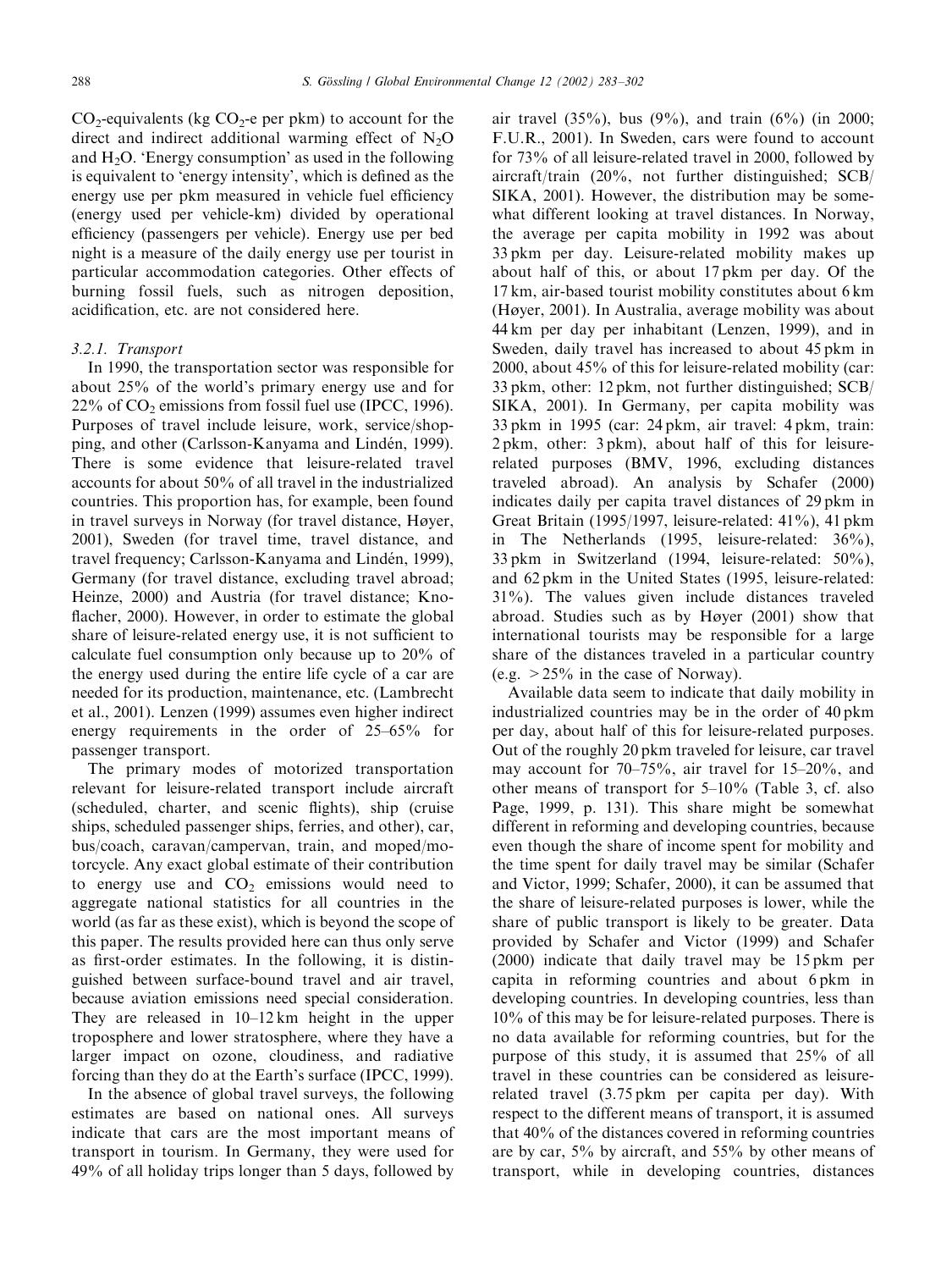$CO_2$-equivalents (kg $CO_2$-e per pkm) to account for the direct and indirect additional warming effect of $N_2O$ and $H_2O$. 'Energy consumption' as used in the following is equivalent to 'energy intensity', which is defined as the energy use per pkm measured in vehicle fuel efficiency (energy used per vehicle-km) divided by operational efficiency (passengers per vehicle). Energy use per bed night is a measure of the daily energy use per tourist in particular accommodation categories. Other effects of burning fossil fuels, such as nitrogen deposition, acidification, etc. are not considered here.

#### 3.2.1. Transport

In 1990, the transportation sector was responsible for about 25% of the world's primary energy use and for 22% of $CO_2$ emissions from fossil fuel use (IPCC, 1996). Purposes of travel include leisure, work, service/shopping, and other (Carlsson-Kanyama and Lindén, 1999). There is some evidence that leisure-related travel accounts for about 50% of all travel in the industrialized countries. This proportion has, for example, been found in travel surveys in Norway (for travel distance, Høyer, 2001), Sweden (for travel time, travel distance, and travel frequency; Carlsson-Kanyama and Lindén, 1999), Germany (for travel distance, excluding travel abroad; Heinze, 2000) and Austria (for travel distance; Knoflacher, 2000). However, in order to estimate the global share of leisure-related energy use, it is not sufficient to calculate fuel consumption only because up to 20% of the energy used during the entire life cycle of a car are needed for its production, maintenance, etc. (Lambrecht et al., 2001). Lenzen (1999) assumes even higher indirect energy requirements in the order of 25–65% for passenger transport.

The primary modes of motorized transportation relevant for leisure-related transport include aircraft (scheduled, charter, and scenic flights), ship (cruise ships, scheduled passenger ships, ferries, and other), car, bus/coach, caravan/campervan, train, and moped/motorcycle. Any exact global estimate of their contribution to energy use and $CO_2$ emissions would need to aggregate national statistics for all countries in the world (as far as these exist), which is beyond the scope of this paper. The results provided here can thus only serve as first-order estimates. In the following, it is distinguished between surface-bound travel and air travel, because aviation emissions need special consideration. They are released in 10–12 km height in the upper troposphere and lower stratosphere, where they have a larger impact on ozone, cloudiness, and radiative forcing than they do at the Earth's surface (IPCC, 1999).

In the absence of global travel surveys, the following estimates are based on national ones. All surveys indicate that cars are the most important means of transport in tourism. In Germany, they were used for 49% of all holiday trips longer than 5 days, followed by air travel (35%), bus (9%), and train (6%) (in 2000; F.U.R., 2001). In Sweden, cars were found to account for 73% of all leisure-related travel in 2000, followed by aircraft/train (20%, not further distinguished; SCB/SIKA, 2001). However, the distribution may be somewhat different looking at travel distances. In Norway, the average per capita mobility in 1992 was about 33 pkm per day. Leisure-related mobility makes up about half of this, or about 17 pkm per day. Of the 17 km, air-based tourist mobility constitutes about 6 km (Høyer, 2001). In Australia, average mobility was about 44 km per day per inhabitant (Lenzen, 1999), and in Sweden, daily travel has increased to about 45 pkm in 2000, about 45% of this for leisure-related mobility (car: 33 pkm, other: 12 pkm, not further distinguished; SCB/SIKA, 2001). In Germany, per capita mobility was 33 pkm in 1995 (car: 24 pkm, air travel: 4 pkm, train: 2 pkm, other: 3 pkm), about half of this for leisure-related purposes (BMV, 1996, excluding distances traveled abroad). An analysis by Schafer (2000) indicates daily per capita travel distances of 29 pkm in Great Britain (1995/1997, leisure-related: 41%), 41 pkm in The Netherlands (1995, leisure-related: 36%), 33 pkm in Switzerland (1994, leisure-related: 50%), and 62 pkm in the United States (1995, leisure-related: 31%). The values given include distances traveled abroad. Studies such as by Høyer (2001) show that international tourists may be responsible for a large share of the distances traveled in a particular country (e.g. >25% in the case of Norway).

Available data seem to indicate that daily mobility in industrialized countries may be in the order of 40 pkm per day, about half of this for leisure-related purposes. Out of the roughly 20 pkm traveled for leisure, car travel may account for 70–75%, air travel for 15–20%, and other means of transport for 5–10% (Table 3, cf. also Page, 1999, p. 131). This share might be somewhat different in reforming and developing countries, because even though the share of income spent for mobility and the time spent for daily travel may be similar (Schafer and Victor, 1999; Schafer, 2000), it can be assumed that the share of leisure-related purposes is lower, while the share of public transport is likely to be greater. Data provided by Schafer and Victor (1999) and Schafer (2000) indicate that daily travel may be 15 pkm per capita in reforming countries and about 6 pkm in developing countries. In developing countries, less than 10% of this may be for leisure-related purposes. There is no data available for reforming countries, but for the purpose of this study, it is assumed that 25% of all travel in these countries can be considered as leisure-related travel (3.75 pkm per capita per day). With respect to the different means of transport, it is assumed that 40% of the distances covered in reforming countries are by car, 5% by aircraft, and 55% by other means of transport, while in developing countries, distances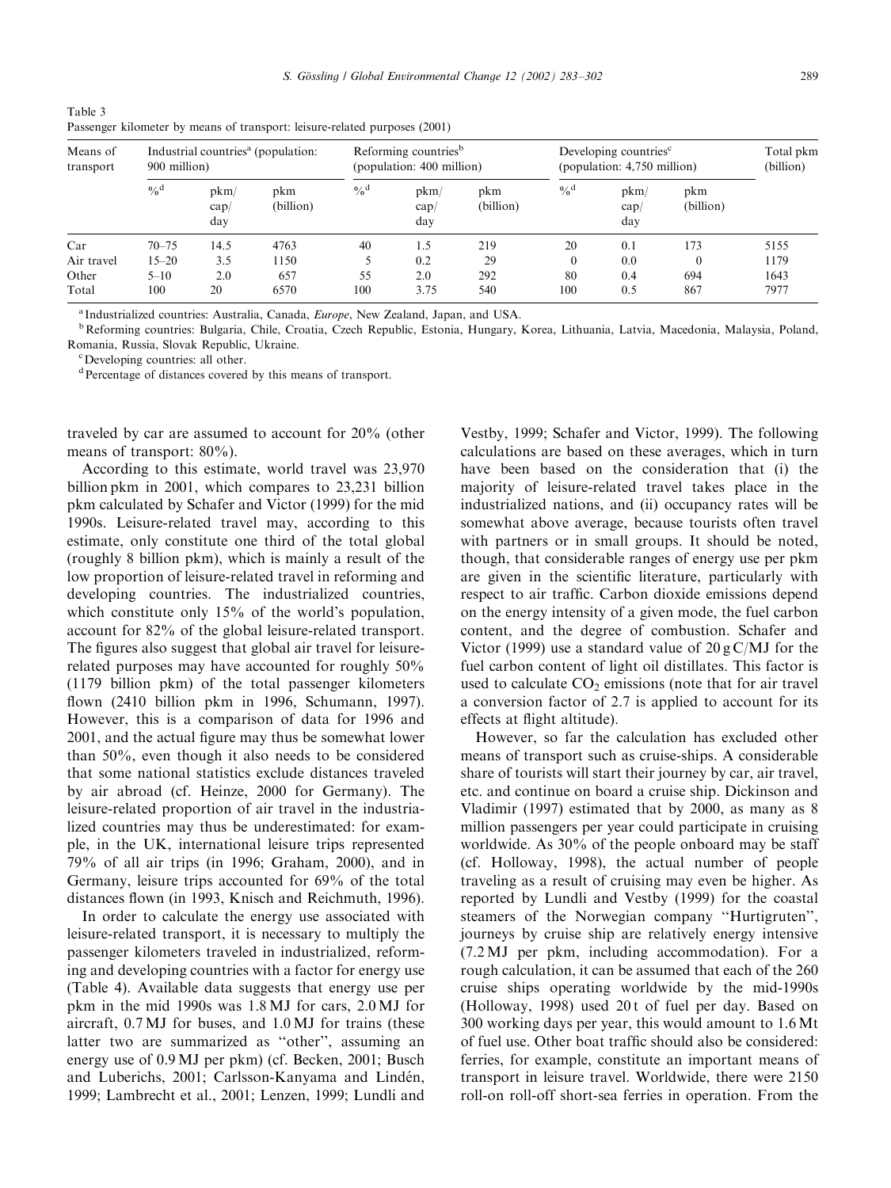Table 3
Passenger kilometer by means of transport: leisure-related purposes (2001)

| Means of transport | Industrial countries[a] (population: 900 million) | | | Reforming countries[b] (population: 400 million) | | | Developing countries[c] (population: 4,750 million) | | | Total pkm (billion) |
|---|---|---|---|---|---|---|---|---|---|---|
| | %[d] | pkm/cap/day | pkm (billion) | %[d] | pkm/cap/day | pkm (billion) | %[d] | pkm/cap/day | pkm (billion) | |
| Car | 70–75 | 14.5 | 4763 | 40 | 1.5 | 219 | 20 | 0.1 | 173 | 5155 |
| Air travel | 15–20 | 3.5 | 1150 | 5 | 0.2 | 29 | 0 | 0.0 | 0 | 1179 |
| Other | 5–10 | 2.0 | 657 | 55 | 2.0 | 292 | 80 | 0.4 | 694 | 1643 |
| Total | 100 | 20 | 6570 | 100 | 3.75 | 540 | 100 | 0.5 | 867 | 7977 |

[a] Industrialized countries: Australia, Canada, *Europe*, New Zealand, Japan, and USA.
[b] Reforming countries: Bulgaria, Chile, Croatia, Czech Republic, Estonia, Hungary, Korea, Lithuania, Latvia, Macedonia, Malaysia, Poland, Romania, Russia, Slovak Republic, Ukraine.
[c] Developing countries: all other.
[d] Percentage of distances covered by this means of transport.

traveled by car are assumed to account for 20% (other means of transport: 80%).

According to this estimate, world travel was 23,970 billion pkm in 2001, which compares to 23,231 billion pkm calculated by Schafer and Victor (1999) for the mid 1990s. Leisure-related travel may, according to this estimate, only constitute one third of the total global (roughly 8 billion pkm), which is mainly a result of the low proportion of leisure-related travel in reforming and developing countries. The industrialized countries, which constitute only 15% of the world's population, account for 82% of the global leisure-related transport. The figures also suggest that global air travel for leisure-related purposes may have accounted for roughly 50% (1179 billion pkm) of the total passenger kilometers flown (2410 billion pkm in 1996, Schumann, 1997). However, this is a comparison of data for 1996 and 2001, and the actual figure may thus be somewhat lower than 50%, even though it also needs to be considered that some national statistics exclude distances traveled by air abroad (cf. Heinze, 2000 for Germany). The leisure-related proportion of air travel in the industrialized countries may thus be underestimated: for example, in the UK, international leisure trips represented 79% of all air trips (in 1996; Graham, 2000), and in Germany, leisure trips accounted for 69% of the total distances flown (in 1993, Knisch and Reichmuth, 1996).

In order to calculate the energy use associated with leisure-related transport, it is necessary to multiply the passenger kilometers traveled in industrialized, reforming and developing countries with a factor for energy use (Table 4). Available data suggests that energy use per pkm in the mid 1990s was 1.8 MJ for cars, 2.0 MJ for aircraft, 0.7 MJ for buses, and 1.0 MJ for trains (these latter two are summarized as "other", assuming an energy use of 0.9 MJ per pkm) (cf. Becken, 2001; Busch and Luberichs, 2001; Carlsson-Kanyama and Lindén, 1999; Lambrecht et al., 2001; Lenzen, 1999; Lundli and Vestby, 1999; Schafer and Victor, 1999). The following calculations are based on these averages, which in turn have been based on the consideration that (i) the majority of leisure-related travel takes place in the industrialized nations, and (ii) occupancy rates will be somewhat above average, because tourists often travel with partners or in small groups. It should be noted, though, that considerable ranges of energy use per pkm are given in the scientific literature, particularly with respect to air traffic. Carbon dioxide emissions depend on the energy intensity of a given mode, the fuel carbon content, and the degree of combustion. Schafer and Victor (1999) use a standard value of 20 g C/MJ for the fuel carbon content of light oil distillates. This factor is used to calculate $CO_2$ emissions (note that for air travel a conversion factor of 2.7 is applied to account for its effects at flight altitude).

However, so far the calculation has excluded other means of transport such as cruise-ships. A considerable share of tourists will start their journey by car, air travel, etc. and continue on board a cruise ship. Dickinson and Vladimir (1997) estimated that by 2000, as many as 8 million passengers per year could participate in cruising worldwide. As 30% of the people onboard may be staff (cf. Holloway, 1998), the actual number of people traveling as a result of cruising may even be higher. As reported by Lundli and Vestby (1999) for the coastal steamers of the Norwegian company "Hurtigruten", journeys by cruise ship are relatively energy intensive (7.2 MJ per pkm, including accommodation). For a rough calculation, it can be assumed that each of the 260 cruise ships operating worldwide by the mid-1990s (Holloway, 1998) used 20 t of fuel per day. Based on 300 working days per year, this would amount to 1.6 Mt of fuel use. Other boat traffic should also be considered: ferries, for example, constitute an important means of transport in leisure travel. Worldwide, there were 2150 roll-on roll-off short-sea ferries in operation. From the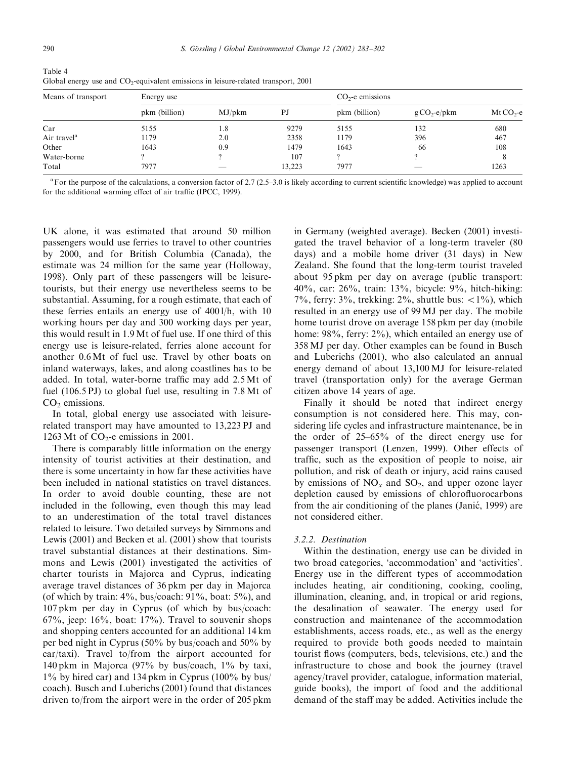Table 4
Global energy use and $CO_2$-equivalent emissions in leisure-related transport, 2001

| Means of transport | Energy use | | | $CO_2$-e emissions | | |
|---|---|---|---|---|---|---|
| | pkm (billion) | MJ/pkm | PJ | pkm (billion) | g $CO_2$-e/pkm | Mt $CO_2$-e |
| Car | 5155 | 1.8 | 9279 | 5155 | 132 | 680 |
| Air travel[a] | 1179 | 2.0 | 2358 | 1179 | 396 | 467 |
| Other | 1643 | 0.9 | 1479 | 1643 | 66 | 108 |
| Water-borne | ? | ? | 107 | ? | ? | 8 |
| Total | 7977 | — | 13,223 | 7977 | — | 1263 |

[a] For the purpose of the calculations, a conversion factor of 2.7 (2.5–3.0 is likely according to current scientific knowledge) was applied to account for the additional warming effect of air traffic (IPCC, 1999).

UK alone, it was estimated that around 50 million passengers would use ferries to travel to other countries by 2000, and for British Columbia (Canada), the estimate was 24 million for the same year (Holloway, 1998). Only part of these passengers will be leisure-tourists, but their energy use nevertheless seems to be substantial. Assuming, for a rough estimate, that each of these ferries entails an energy use of 400 l/h, with 10 working hours per day and 300 working days per year, this would result in 1.9 Mt of fuel use. If one third of this energy use is leisure-related, ferries alone account for another 0.6 Mt of fuel use. Travel by other boats on inland waterways, lakes, and along coastlines has to be added. In total, water-borne traffic may add 2.5 Mt of fuel (106.5 PJ) to global fuel use, resulting in 7.8 Mt of $CO_2$ emissions.

In total, global energy use associated with leisure-related transport may have amounted to 13,223 PJ and 1263 Mt of $CO_2$-e emissions in 2001.

There is comparably little information on the energy intensity of tourist activities at their destination, and there is some uncertainty in how far these activities have been included in national statistics on travel distances. In order to avoid double counting, these are not included in the following, even though this may lead to an underestimation of the total travel distances related to leisure. Two detailed surveys by Simmons and Lewis (2001) and Becken et al. (2001) show that tourists travel substantial distances at their destinations. Simmons and Lewis (2001) investigated the activities of charter tourists in Majorca and Cyprus, indicating average travel distances of 36 pkm per day in Majorca (of which by train: 4%, bus/coach: 91%, boat: 5%), and 107 pkm per day in Cyprus (of which by bus/coach: 67%, jeep: 16%, boat: 17%). Travel to souvenir shops and shopping centers accounted for an additional 14 km per bed night in Cyprus (50% by bus/coach and 50% by car/taxi). Travel to/from the airport accounted for 140 pkm in Majorca (97% by bus/coach, 1% by taxi, 1% by hired car) and 134 pkm in Cyprus (100% by bus/coach). Busch and Luberichs (2001) found that distances driven to/from the airport were in the order of 205 pkm in Germany (weighted average). Becken (2001) investigated the travel behavior of a long-term traveler (80 days) and a mobile home driver (31 days) in New Zealand. She found that the long-term tourist traveled about 95 pkm per day on average (public transport: 40%, car: 26%, train: 13%, bicycle: 9%, hitch-hiking: 7%, ferry: 3%, trekking: 2%, shuttle bus: <1%), which resulted in an energy use of 99 MJ per day. The mobile home tourist drove on average 158 pkm per day (mobile home: 98%, ferry: 2%), which entailed an energy use of 358 MJ per day. Other examples can be found in Busch and Luberichs (2001), who also calculated an annual energy demand of about 13,100 MJ for leisure-related travel (transportation only) for the average German citizen above 14 years of age.

Finally it should be noted that indirect energy consumption is not considered here. This may, considering life cycles and infrastructure maintenance, be in the order of 25–65% of the direct energy use for passenger transport (Lenzen, 1999). Other effects of traffic, such as the exposition of people to noise, air pollution, and risk of death or injury, acid rains caused by emissions of $NO_x$ and $SO_2$, and upper ozone layer depletion caused by emissions of chlorofluorocarbons from the air conditioning of the planes (Janić, 1999) are not considered either.

### 3.2.2. Destination

Within the destination, energy use can be divided in two broad categories, 'accommodation' and 'activities'. Energy use in the different types of accommodation includes heating, air conditioning, cooking, cooling, illumination, cleaning, and, in tropical or arid regions, the desalination of seawater. The energy used for construction and maintenance of the accommodation establishments, access roads, etc., as well as the energy required to provide both goods needed to maintain tourist flows (computers, beds, televisions, etc.) and the infrastructure to chose and book the journey (travel agency/travel provider, catalogue, information material, guide books), the import of food and the additional demand of the staff may be added. Activities include the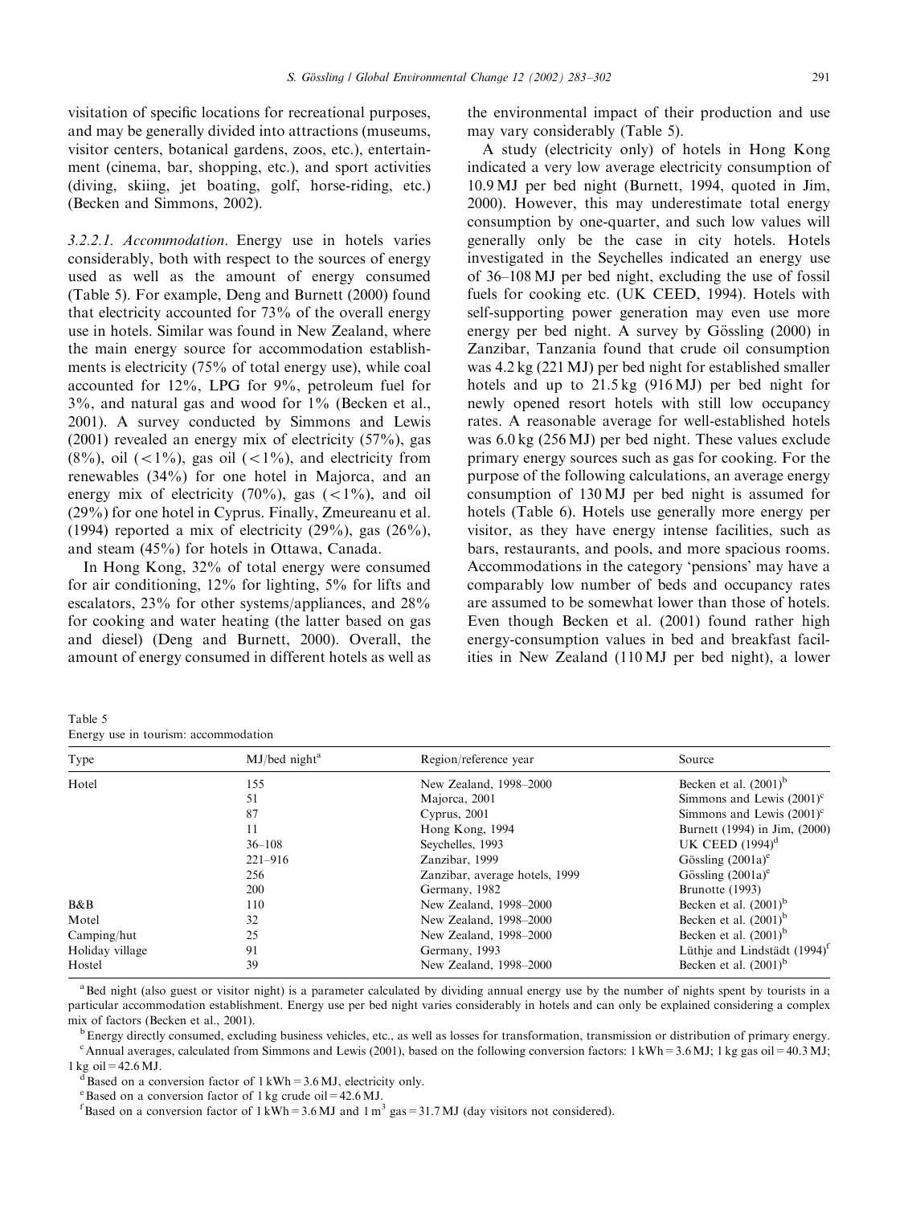visitation of specific locations for recreational purposes, and may be generally divided into attractions (museums, visitor centers, botanical gardens, zoos, etc.), entertainment (cinema, bar, shopping, etc.), and sport activities (diving, skiing, jet boating, golf, horse-riding, etc.) (Becken and Simmons, 2002).

*3.2.2.1. Accommodation*. Energy use in hotels varies considerably, both with respect to the sources of energy used as well as the amount of energy consumed (Table 5). For example, Deng and Burnett (2000) found that electricity accounted for 73% of the overall energy use in hotels. Similar was found in New Zealand, where the main energy source for accommodation establishments is electricity (75% of total energy use), while coal accounted for 12%, LPG for 9%, petroleum fuel for 3%, and natural gas and wood for 1% (Becken et al., 2001). A survey conducted by Simmons and Lewis (2001) revealed an energy mix of electricity (57%), gas (8%), oil (<1%), gas oil (<1%), and electricity from renewables (34%) for one hotel in Majorca, and an energy mix of electricity (70%), gas (<1%), and oil (29%) for one hotel in Cyprus. Finally, Zmeureanu et al. (1994) reported a mix of electricity (29%), gas (26%), and steam (45%) for hotels in Ottawa, Canada.

In Hong Kong, 32% of total energy were consumed for air conditioning, 12% for lighting, 5% for lifts and escalators, 23% for other systems/appliances, and 28% for cooking and water heating (the latter based on gas and diesel) (Deng and Burnett, 2000). Overall, the amount of energy consumed in different hotels as well as the environmental impact of their production and use may vary considerably (Table 5).

A study (electricity only) of hotels in Hong Kong indicated a very low average electricity consumption of 10.9 MJ per bed night (Burnett, 1994, quoted in Jim, 2000). However, this may underestimate total energy consumption by one-quarter, and such low values will generally only be the case in city hotels. Hotels investigated in the Seychelles indicated an energy use of 36–108 MJ per bed night, excluding the use of fossil fuels for cooking etc. (UK CEED, 1994). Hotels with self-supporting power generation may even use more energy per bed night. A survey by Gössling (2000) in Zanzibar, Tanzania found that crude oil consumption was 4.2 kg (221 MJ) per bed night for established smaller hotels and up to 21.5 kg (916 MJ) per bed night for newly opened resort hotels with still low occupancy rates. A reasonable average for well-established hotels was 6.0 kg (256 MJ) per bed night. These values exclude primary energy sources such as gas for cooking. For the purpose of the following calculations, an average energy consumption of 130 MJ per bed night is assumed for hotels (Table 6). Hotels use generally more energy per visitor, as they have energy intense facilities, such as bars, restaurants, and pools, and more spacious rooms. Accommodations in the category 'pensions' may have a comparably low number of beds and occupancy rates are assumed to be somewhat lower than those of hotels. Even though Becken et al. (2001) found rather high energy-consumption values in bed and breakfast facilities in New Zealand (110 MJ per bed night), a lower

Table 5
Energy use in tourism: accommodation

| Type | MJ/bed night[a] | Region/reference year | Source |
|---|---|---|---|
| Hotel | 155 | New Zealand, 1998–2000 | Becken et al. (2001)[b] |
| | 51 | Majorca, 2001 | Simmons and Lewis (2001)[c] |
| | 87 | Cyprus, 2001 | Simmons and Lewis (2001)[c] |
| | 11 | Hong Kong, 1994 | Burnett (1994) in Jim, (2000) |
| | 36–108 | Seychelles, 1993 | UK CEED (1994)[d] |
| | 221–916 | Zanzibar, 1999 | Gössling (2001a)[e] |
| | 256 | Zanzibar, average hotels, 1999 | Gössling (2001a)[e] |
| | 200 | Germany, 1982 | Brunotte (1993) |
| B&B | 110 | New Zealand, 1998–2000 | Becken et al. (2001)[b] |
| Motel | 32 | New Zealand, 1998–2000 | Becken et al. (2001)[b] |
| Camping/hut | 25 | New Zealand, 1998–2000 | Becken et al. (2001)[b] |
| Holiday village | 91 | Germany, 1993 | Lüthje and Lindstädt (1994)[f] |
| Hostel | 39 | New Zealand, 1998–2000 | Becken et al. (2001)[b] |

[a] Bed night (also guest or visitor night) is a parameter calculated by dividing annual energy use by the number of nights spent by tourists in a particular accommodation establishment. Energy use per bed night varies considerably in hotels and can only be explained considering a complex mix of factors (Becken et al., 2001).

[b] Energy directly consumed, excluding business vehicles, etc., as well as losses for transformation, transmission or distribution of primary energy.

[c] Annual averages, calculated from Simmons and Lewis (2001), based on the following conversion factors: 1 kWh = 3.6 MJ; 1 kg gas oil = 40.3 MJ; 1 kg oil = 42.6 MJ.

[d] Based on a conversion factor of 1 kWh = 3.6 MJ, electricity only.

[e] Based on a conversion factor of 1 kg crude oil = 42.6 MJ.

[f] Based on a conversion factor of 1 kWh = 3.6 MJ and 1 $m^3$ gas = 31.7 MJ (day visitors not considered).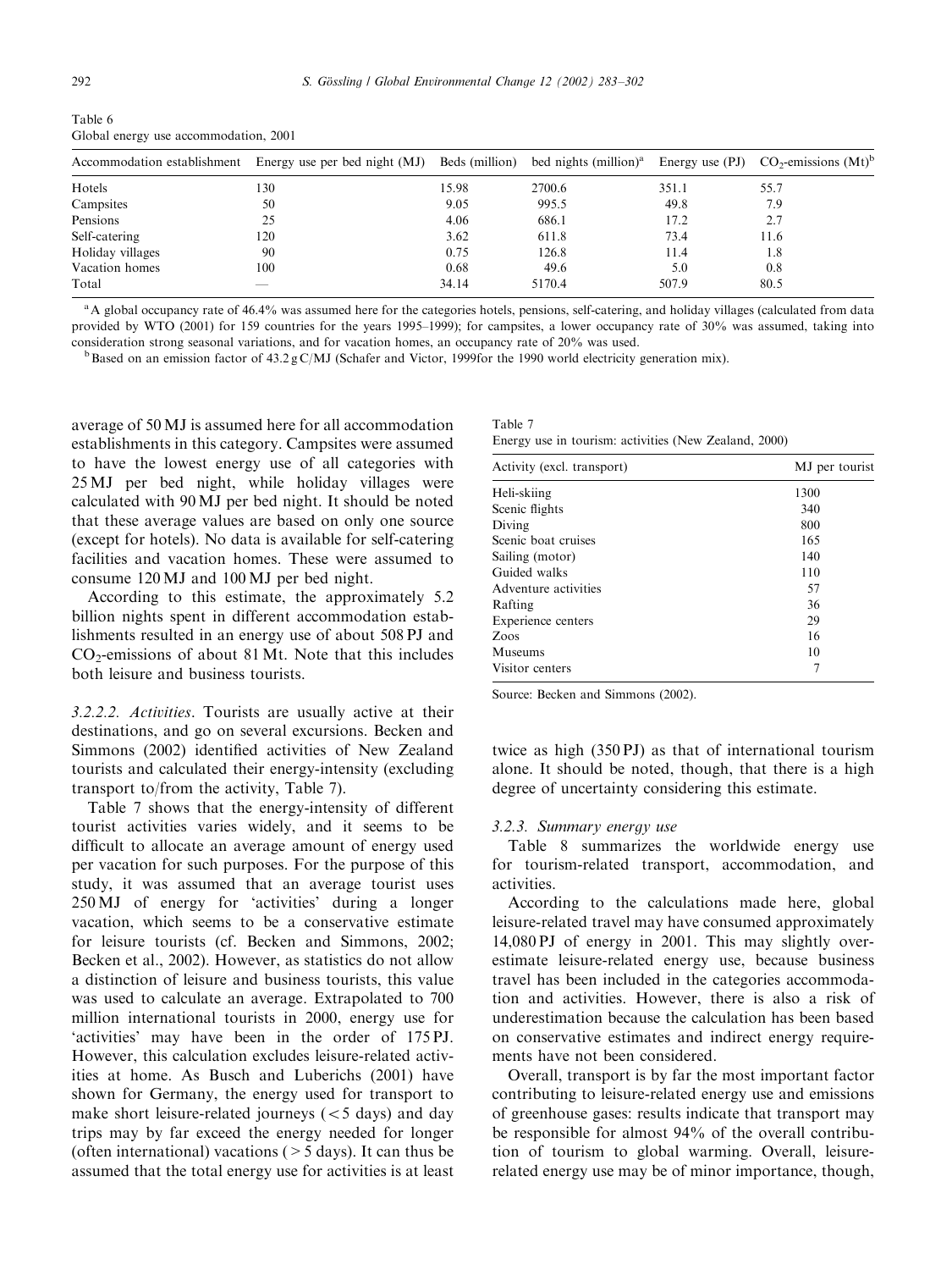Table 6
Global energy use accommodation, 2001

| Accommodation establishment | Energy use per bed night (MJ) | Beds (million) | bed nights (million)[a] | Energy use (PJ) | $CO_2$-emissions (Mt)[b] |
|---|---|---|---|---|---|
| Hotels | 130 | 15.98 | 2700.6 | 351.1 | 55.7 |
| Campsites | 50 | 9.05 | 995.5 | 49.8 | 7.9 |
| Pensions | 25 | 4.06 | 686.1 | 17.2 | 2.7 |
| Self-catering | 120 | 3.62 | 611.8 | 73.4 | 11.6 |
| Holiday villages | 90 | 0.75 | 126.8 | 11.4 | 1.8 |
| Vacation homes | 100 | 0.68 | 49.6 | 5.0 | 0.8 |
| Total | — | 34.14 | 5170.4 | 507.9 | 80.5 |

[a] A global occupancy rate of 46.4% was assumed here for the categories hotels, pensions, self-catering, and holiday villages (calculated from data provided by WTO (2001) for 159 countries for the years 1995–1999); for campsites, a lower occupancy rate of 30% was assumed, taking into consideration strong seasonal variations, and for vacation homes, an occupancy rate of 20% was used.

[b] Based on an emission factor of 43.2 g C/MJ (Schafer and Victor, 1999for the 1990 world electricity generation mix).

average of 50 MJ is assumed here for all accommodation establishments in this category. Campsites were assumed to have the lowest energy use of all categories with 25 MJ per bed night, while holiday villages were calculated with 90 MJ per bed night. It should be noted that these average values are based on only one source (except for hotels). No data is available for self-catering facilities and vacation homes. These were assumed to consume 120 MJ and 100 MJ per bed night.

According to this estimate, the approximately 5.2 billion nights spent in different accommodation establishments resulted in an energy use of about 508 PJ and $CO_2$-emissions of about 81 Mt. Note that this includes both leisure and business tourists.

*3.2.2.2. Activities*. Tourists are usually active at their destinations, and go on several excursions. Becken and Simmons (2002) identified activities of New Zealand tourists and calculated their energy-intensity (excluding transport to/from the activity, Table 7).

Table 7
Energy use in tourism: activities (New Zealand, 2000)

| Activity (excl. transport) | MJ per tourist |
|---|---|
| Heli-skiing | 1300 |
| Scenic flights | 340 |
| Diving | 800 |
| Scenic boat cruises | 165 |
| Sailing (motor) | 140 |
| Guided walks | 110 |
| Adventure activities | 57 |
| Rafting | 36 |
| Experience centers | 29 |
| Zoos | 16 |
| Museums | 10 |
| Visitor centers | 7 |

Source: Becken and Simmons (2002).

Table 7 shows that the energy-intensity of different tourist activities varies widely, and it seems to be difficult to allocate an average amount of energy used per vacation for such purposes. For the purpose of this study, it was assumed that an average tourist uses 250 MJ of energy for 'activities' during a longer vacation, which seems to be a conservative estimate for leisure tourists (cf. Becken and Simmons, 2002; Becken et al., 2002). However, as statistics do not allow a distinction of leisure and business tourists, this value was used to calculate an average. Extrapolated to 700 million international tourists in 2000, energy use for 'activities' may have been in the order of 175 PJ. However, this calculation excludes leisure-related activities at home. As Busch and Luberichs (2001) have shown for Germany, the energy used for transport to make short leisure-related journeys (< 5 days) and day trips may by far exceed the energy needed for longer (often international) vacations (> 5 days). It can thus be assumed that the total energy use for activities is at least twice as high (350 PJ) as that of international tourism alone. It should be noted, though, that there is a high degree of uncertainty considering this estimate.

#### 3.2.3. Summary energy use

Table 8 summarizes the worldwide energy use for tourism-related transport, accommodation, and activities.

According to the calculations made here, global leisure-related travel may have consumed approximately 14,080 PJ of energy in 2001. This may slightly overestimate leisure-related energy use, because business travel has been included in the categories accommodation and activities. However, there is also a risk of underestimation because the calculation has been based on conservative estimates and indirect energy requirements have not been considered.

Overall, transport is by far the most important factor contributing to leisure-related energy use and emissions of greenhouse gases: results indicate that transport may be responsible for almost 94% of the overall contribution of tourism to global warming. Overall, leisure-related energy use may be of minor importance, though,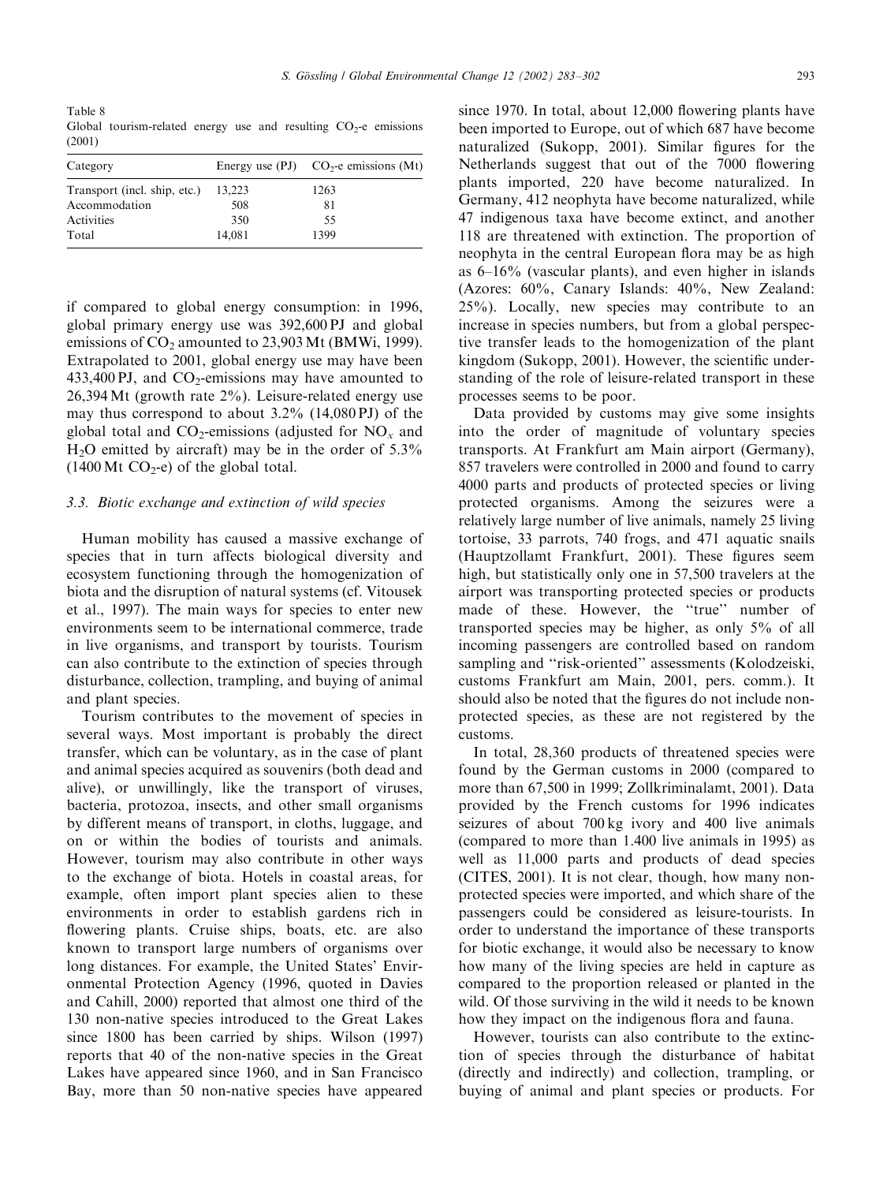Table 8
Global tourism-related energy use and resulting $CO_2$-e emissions (2001)

| Category | Energy use (PJ) | $CO_2$-e emissions (Mt) |
|---|---|---|
| Transport (incl. ship, etc.) | 13,223 | 1263 |
| Accommodation | 508 | 81 |
| Activities | 350 | 55 |
| Total | 14,081 | 1399 |

if compared to global energy consumption: in 1996, global primary energy use was 392,600 PJ and global emissions of $CO_2$ amounted to 23,903 Mt (BMWi, 1999). Extrapolated to 2001, global energy use may have been 433,400 PJ, and $CO_2$-emissions may have amounted to 26,394 Mt (growth rate 2%). Leisure-related energy use may thus correspond to about 3.2% (14,080 PJ) of the global total and $CO_2$-emissions (adjusted for $NO_x$ and $H_2O$ emitted by aircraft) may be in the order of 5.3% (1400 Mt $CO_2$-e) of the global total.

### 3.3. Biotic exchange and extinction of wild species

Human mobility has caused a massive exchange of species that in turn affects biological diversity and ecosystem functioning through the homogenization of biota and the disruption of natural systems (cf. Vitousek et al., 1997). The main ways for species to enter new environments seem to be international commerce, trade in live organisms, and transport by tourists. Tourism can also contribute to the extinction of species through disturbance, collection, trampling, and buying of animal and plant species.

Tourism contributes to the movement of species in several ways. Most important is probably the direct transfer, which can be voluntary, as in the case of plant and animal species acquired as souvenirs (both dead and alive), or unwillingly, like the transport of viruses, bacteria, protozoa, insects, and other small organisms by different means of transport, in cloths, luggage, and on or within the bodies of tourists and animals. However, tourism may also contribute in other ways to the exchange of biota. Hotels in coastal areas, for example, often import plant species alien to these environments in order to establish gardens rich in flowering plants. Cruise ships, boats, etc. are also known to transport large numbers of organisms over long distances. For example, the United States' Environmental Protection Agency (1996, quoted in Davies and Cahill, 2000) reported that almost one third of the 130 non-native species introduced to the Great Lakes since 1800 has been carried by ships. Wilson (1997) reports that 40 of the non-native species in the Great Lakes have appeared since 1960, and in San Francisco Bay, more than 50 non-native species have appeared since 1970. In total, about 12,000 flowering plants have been imported to Europe, out of which 687 have become naturalized (Sukopp, 2001). Similar figures for the Netherlands suggest that out of the 7000 flowering plants imported, 220 have become naturalized. In Germany, 412 neophyta have become naturalized, while 47 indigenous taxa have become extinct, and another 118 are threatened with extinction. The proportion of neophyta in the central European flora may be as high as 6–16% (vascular plants), and even higher in islands (Azores: 60%, Canary Islands: 40%, New Zealand: 25%). Locally, new species may contribute to an increase in species numbers, but from a global perspective transfer leads to the homogenization of the plant kingdom (Sukopp, 2001). However, the scientific understanding of the role of leisure-related transport in these processes seems to be poor.

Data provided by customs may give some insights into the order of magnitude of voluntary species transports. At Frankfurt am Main airport (Germany), 857 travelers were controlled in 2000 and found to carry 4000 parts and products of protected species or living protected organisms. Among the seizures were a relatively large number of live animals, namely 25 living tortoise, 33 parrots, 740 frogs, and 471 aquatic snails (Hauptzollamt Frankfurt, 2001). These figures seem high, but statistically only one in 57,500 travelers at the airport was transporting protected species or products made of these. However, the "true" number of transported species may be higher, as only 5% of all incoming passengers are controlled based on random sampling and "risk-oriented" assessments (Kolodzeiski, customs Frankfurt am Main, 2001, pers. comm.). It should also be noted that the figures do not include non-protected species, as these are not registered by the customs.

In total, 28,360 products of threatened species were found by the German customs in 2000 (compared to more than 67,500 in 1999; Zollkriminalamt, 2001). Data provided by the French customs for 1996 indicates seizures of about 700 kg ivory and 400 live animals (compared to more than 1.400 live animals in 1995) as well as 11,000 parts and products of dead species (CITES, 2001). It is not clear, though, how many non-protected species were imported, and which share of the passengers could be considered as leisure-tourists. In order to understand the importance of these transports for biotic exchange, it would also be necessary to know how many of the living species are held in capture as compared to the proportion released or planted in the wild. Of those surviving in the wild it needs to be known how they impact on the indigenous flora and fauna.

However, tourists can also contribute to the extinction of species through the disturbance of habitat (directly and indirectly) and collection, trampling, or buying of animal and plant species or products. For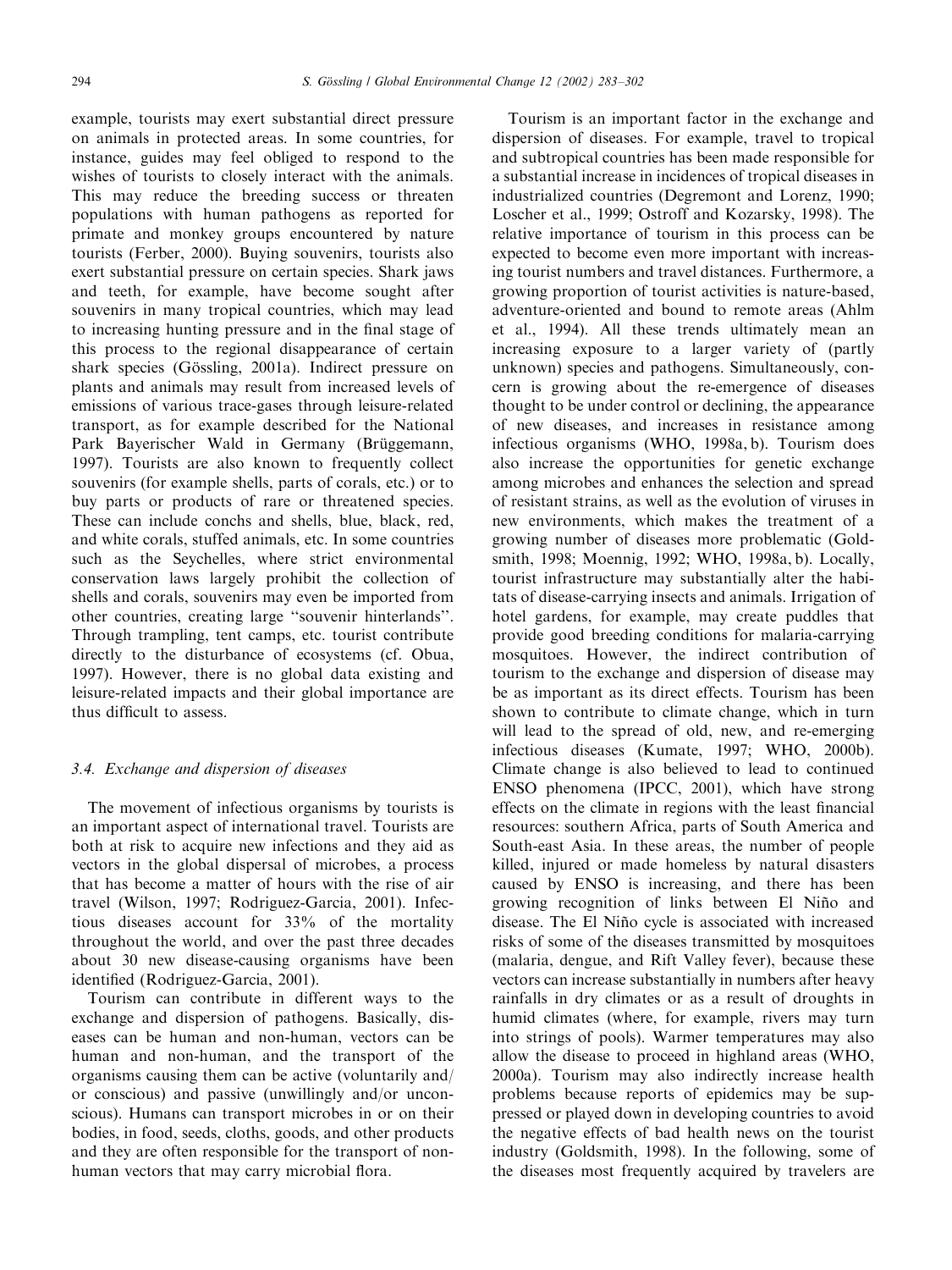example, tourists may exert substantial direct pressure on animals in protected areas. In some countries, for instance, guides may feel obliged to respond to the wishes of tourists to closely interact with the animals. This may reduce the breeding success or threaten populations with human pathogens as reported for primate and monkey groups encountered by nature tourists (Ferber, 2000). Buying souvenirs, tourists also exert substantial pressure on certain species. Shark jaws and teeth, for example, have become sought after souvenirs in many tropical countries, which may lead to increasing hunting pressure and in the final stage of this process to the regional disappearance of certain shark species (Gössling, 2001a). Indirect pressure on plants and animals may result from increased levels of emissions of various trace-gases through leisure-related transport, as for example described for the National Park Bayerischer Wald in Germany (Brüggemann, 1997). Tourists are also known to frequently collect souvenirs (for example shells, parts of corals, etc.) or to buy parts or products of rare or threatened species. These can include conchs and shells, blue, black, red, and white corals, stuffed animals, etc. In some countries such as the Seychelles, where strict environmental conservation laws largely prohibit the collection of shells and corals, souvenirs may even be imported from other countries, creating large "souvenir hinterlands". Through trampling, tent camps, etc. tourist contribute directly to the disturbance of ecosystems (cf. Obua, 1997). However, there is no global data existing and leisure-related impacts and their global importance are thus difficult to assess.

### 3.4. Exchange and dispersion of diseases

The movement of infectious organisms by tourists is an important aspect of international travel. Tourists are both at risk to acquire new infections and they aid as vectors in the global dispersal of microbes, a process that has become a matter of hours with the rise of air travel (Wilson, 1997; Rodriguez-Garcia, 2001). Infectious diseases account for 33% of the mortality throughout the world, and over the past three decades about 30 new disease-causing organisms have been identified (Rodriguez-Garcia, 2001).

Tourism can contribute in different ways to the exchange and dispersion of pathogens. Basically, diseases can be human and non-human, vectors can be human and non-human, and the transport of the organisms causing them can be active (voluntarily and/or conscious) and passive (unwillingly and/or unconscious). Humans can transport microbes in or on their bodies, in food, seeds, cloths, goods, and other products and they are often responsible for the transport of non-human vectors that may carry microbial flora.

Tourism is an important factor in the exchange and dispersion of diseases. For example, travel to tropical and subtropical countries has been made responsible for a substantial increase in incidences of tropical diseases in industrialized countries (Degremont and Lorenz, 1990; Loscher et al., 1999; Ostroff and Kozarsky, 1998). The relative importance of tourism in this process can be expected to become even more important with increasing tourist numbers and travel distances. Furthermore, a growing proportion of tourist activities is nature-based, adventure-oriented and bound to remote areas (Ahlm et al., 1994). All these trends ultimately mean an increasing exposure to a larger variety of (partly unknown) species and pathogens. Simultaneously, concern is growing about the re-emergence of diseases thought to be under control or declining, the appearance of new diseases, and increases in resistance among infectious organisms (WHO, 1998a, b). Tourism does also increase the opportunities for genetic exchange among microbes and enhances the selection and spread of resistant strains, as well as the evolution of viruses in new environments, which makes the treatment of a growing number of diseases more problematic (Goldsmith, 1998; Moennig, 1992; WHO, 1998a, b). Locally, tourist infrastructure may substantially alter the habitats of disease-carrying insects and animals. Irrigation of hotel gardens, for example, may create puddles that provide good breeding conditions for malaria-carrying mosquitoes. However, the indirect contribution of tourism to the exchange and dispersion of disease may be as important as its direct effects. Tourism has been shown to contribute to climate change, which in turn will lead to the spread of old, new, and re-emerging infectious diseases (Kumate, 1997; WHO, 2000b). Climate change is also believed to lead to continued ENSO phenomena (IPCC, 2001), which have strong effects on the climate in regions with the least financial resources: southern Africa, parts of South America and South-east Asia. In these areas, the number of people killed, injured or made homeless by natural disasters caused by ENSO is increasing, and there has been growing recognition of links between El Niño and disease. The El Niño cycle is associated with increased risks of some of the diseases transmitted by mosquitoes (malaria, dengue, and Rift Valley fever), because these vectors can increase substantially in numbers after heavy rainfalls in dry climates or as a result of droughts in humid climates (where, for example, rivers may turn into strings of pools). Warmer temperatures may also allow the disease to proceed in highland areas (WHO, 2000a). Tourism may also indirectly increase health problems because reports of epidemics may be suppressed or played down in developing countries to avoid the negative effects of bad health news on the tourist industry (Goldsmith, 1998). In the following, some of the diseases most frequently acquired by travelers are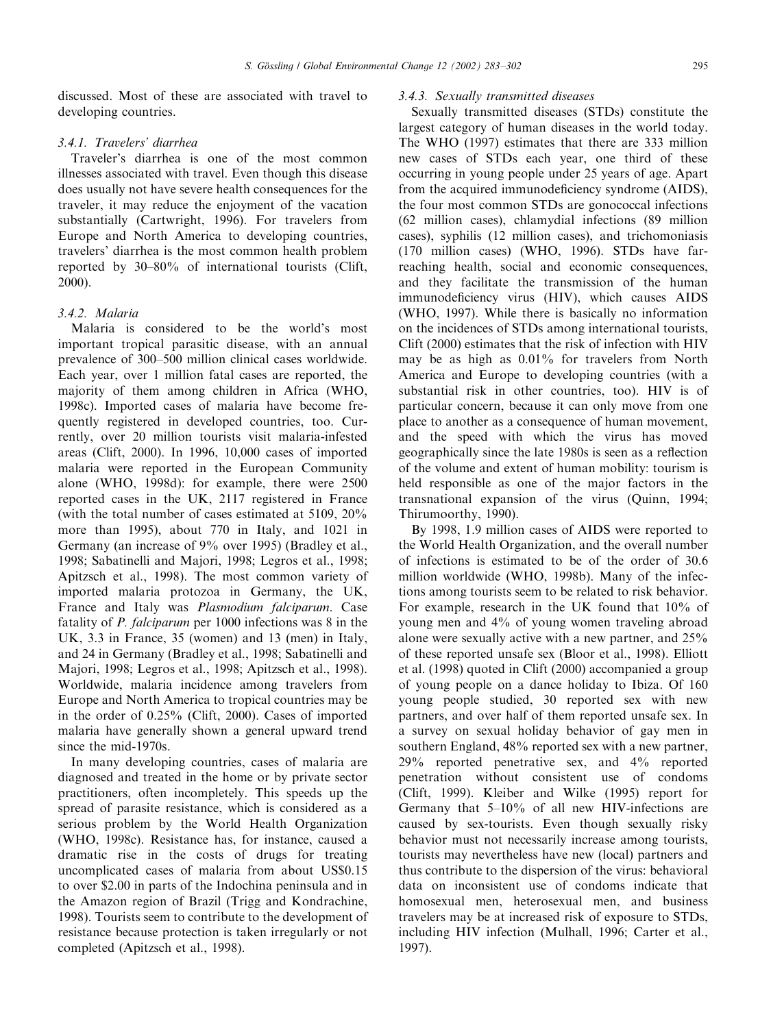discussed. Most of these are associated with travel to developing countries.

### 3.4.1. Travelers' diarrhea

Traveler's diarrhea is one of the most common illnesses associated with travel. Even though this disease does usually not have severe health consequences for the traveler, it may reduce the enjoyment of the vacation substantially (Cartwright, 1996). For travelers from Europe and North America to developing countries, travelers' diarrhea is the most common health problem reported by 30–80% of international tourists (Clift, 2000).

### 3.4.2. Malaria

Malaria is considered to be the world's most important tropical parasitic disease, with an annual prevalence of 300–500 million clinical cases worldwide. Each year, over 1 million fatal cases are reported, the majority of them among children in Africa (WHO, 1998c). Imported cases of malaria have become frequently registered in developed countries, too. Currently, over 20 million tourists visit malaria-infested areas (Clift, 2000). In 1996, 10,000 cases of imported malaria were reported in the European Community alone (WHO, 1998d): for example, there were 2500 reported cases in the UK, 2117 registered in France (with the total number of cases estimated at 5109, 20% more than 1995), about 770 in Italy, and 1021 in Germany (an increase of 9% over 1995) (Bradley et al., 1998; Sabatinelli and Majori, 1998; Legros et al., 1998; Apitzsch et al., 1998). The most common variety of imported malaria protozoa in Germany, the UK, France and Italy was *Plasmodium falciparum*. Case fatality of *P. falciparum* per 1000 infections was 8 in the UK, 3.3 in France, 35 (women) and 13 (men) in Italy, and 24 in Germany (Bradley et al., 1998; Sabatinelli and Majori, 1998; Legros et al., 1998; Apitzsch et al., 1998). Worldwide, malaria incidence among travelers from Europe and North America to tropical countries may be in the order of 0.25% (Clift, 2000). Cases of imported malaria have generally shown a general upward trend since the mid-1970s.

In many developing countries, cases of malaria are diagnosed and treated in the home or by private sector practitioners, often incompletely. This speeds up the spread of parasite resistance, which is considered as a serious problem by the World Health Organization (WHO, 1998c). Resistance has, for instance, caused a dramatic rise in the costs of drugs for treating uncomplicated cases of malaria from about US$0.15 to over $2.00 in parts of the Indochina peninsula and in the Amazon region of Brazil (Trigg and Kondrachine, 1998). Tourists seem to contribute to the development of resistance because protection is taken irregularly or not completed (Apitzsch et al., 1998).

### 3.4.3. Sexually transmitted diseases

Sexually transmitted diseases (STDs) constitute the largest category of human diseases in the world today. The WHO (1997) estimates that there are 333 million new cases of STDs each year, one third of these occurring in young people under 25 years of age. Apart from the acquired immunodeficiency syndrome (AIDS), the four most common STDs are gonococcal infections (62 million cases), chlamydial infections (89 million cases), syphilis (12 million cases), and trichomoniasis (170 million cases) (WHO, 1996). STDs have far-reaching health, social and economic consequences, and they facilitate the transmission of the human immunodeficiency virus (HIV), which causes AIDS (WHO, 1997). While there is basically no information on the incidences of STDs among international tourists, Clift (2000) estimates that the risk of infection with HIV may be as high as 0.01% for travelers from North America and Europe to developing countries (with a substantial risk in other countries, too). HIV is of particular concern, because it can only move from one place to another as a consequence of human movement, and the speed with which the virus has moved geographically since the late 1980s is seen as a reflection of the volume and extent of human mobility: tourism is held responsible as one of the major factors in the transnational expansion of the virus (Quinn, 1994; Thirumoorthy, 1990).

By 1998, 1.9 million cases of AIDS were reported to the World Health Organization, and the overall number of infections is estimated to be of the order of 30.6 million worldwide (WHO, 1998b). Many of the infections among tourists seem to be related to risk behavior. For example, research in the UK found that 10% of young men and 4% of young women traveling abroad alone were sexually active with a new partner, and 25% of these reported unsafe sex (Bloor et al., 1998). Elliott et al. (1998) quoted in Clift (2000) accompanied a group of young people on a dance holiday to Ibiza. Of 160 young people studied, 30 reported sex with new partners, and over half of them reported unsafe sex. In a survey on sexual holiday behavior of gay men in southern England, 48% reported sex with a new partner, 29% reported penetrative sex, and 4% reported penetration without consistent use of condoms (Clift, 1999). Kleiber and Wilke (1995) report for Germany that 5–10% of all new HIV-infections are caused by sex-tourists. Even though sexually risky behavior must not necessarily increase among tourists, tourists may nevertheless have new (local) partners and thus contribute to the dispersion of the virus: behavioral data on inconsistent use of condoms indicate that homosexual men, heterosexual men, and business travelers may be at increased risk of exposure to STDs, including HIV infection (Mulhall, 1996; Carter et al., 1997).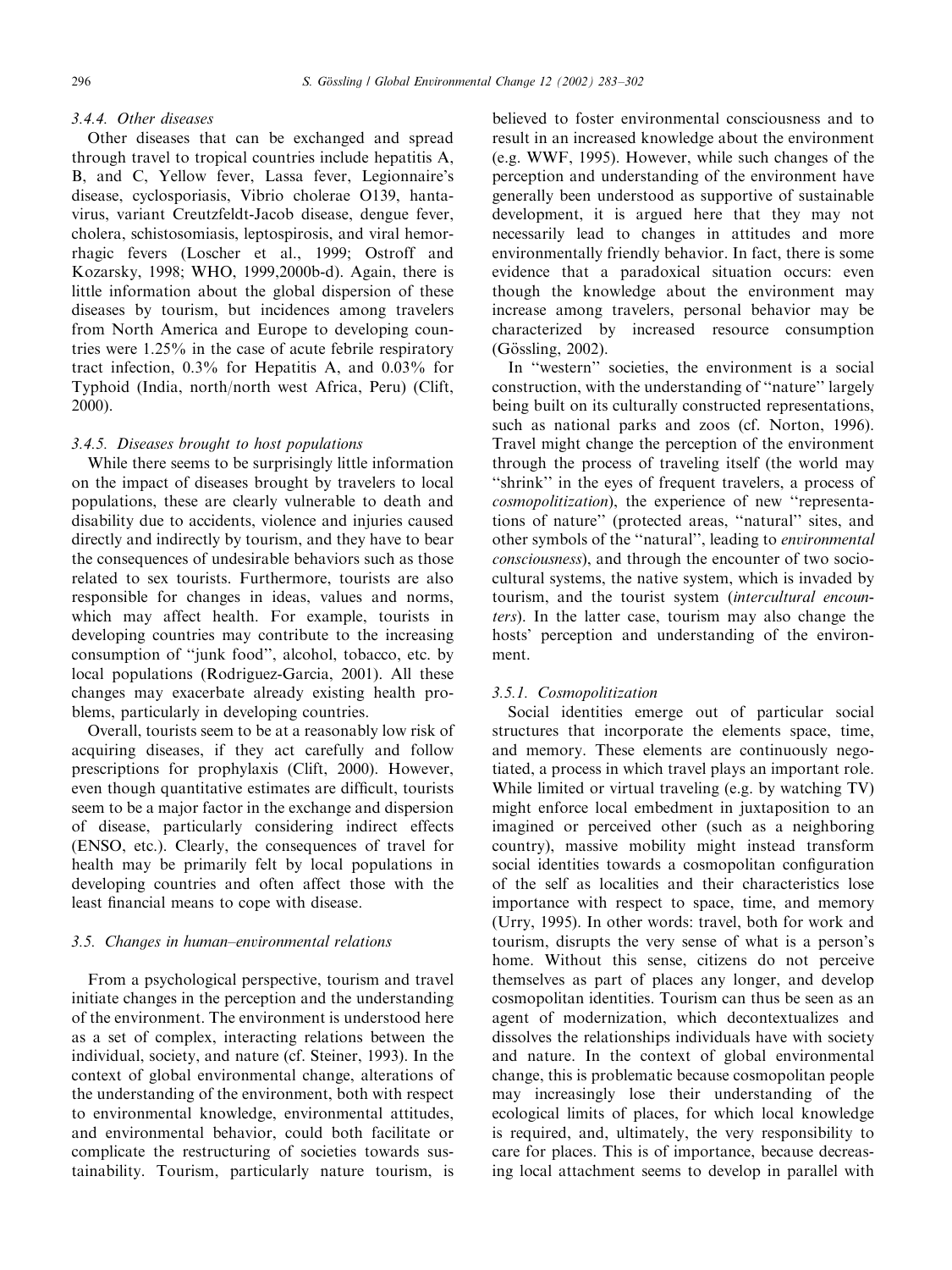### 3.4.4. Other diseases

Other diseases that can be exchanged and spread through travel to tropical countries include hepatitis A, B, and C, Yellow fever, Lassa fever, Legionnaire's disease, cyclosporiasis, Vibrio cholerae O139, hantavirus, variant Creutzfeldt-Jacob disease, dengue fever, cholera, schistosomiasis, leptospirosis, and viral hemorrhagic fevers (Loscher et al., 1999; Ostroff and Kozarsky, 1998; WHO, 1999,2000b-d). Again, there is little information about the global dispersion of these diseases by tourism, but incidences among travelers from North America and Europe to developing countries were 1.25% in the case of acute febrile respiratory tract infection, 0.3% for Hepatitis A, and 0.03% for Typhoid (India, north/north west Africa, Peru) (Clift, 2000).

### 3.4.5. Diseases brought to host populations

While there seems to be surprisingly little information on the impact of diseases brought by travelers to local populations, these are clearly vulnerable to death and disability due to accidents, violence and injuries caused directly and indirectly by tourism, and they have to bear the consequences of undesirable behaviors such as those related to sex tourists. Furthermore, tourists are also responsible for changes in ideas, values and norms, which may affect health. For example, tourists in developing countries may contribute to the increasing consumption of "junk food", alcohol, tobacco, etc. by local populations (Rodriguez-Garcia, 2001). All these changes may exacerbate already existing health problems, particularly in developing countries.

Overall, tourists seem to be at a reasonably low risk of acquiring diseases, if they act carefully and follow prescriptions for prophylaxis (Clift, 2000). However, even though quantitative estimates are difficult, tourists seem to be a major factor in the exchange and dispersion of disease, particularly considering indirect effects (ENSO, etc.). Clearly, the consequences of travel for health may be primarily felt by local populations in developing countries and often affect those with the least financial means to cope with disease.

## 3.5. Changes in human–environmental relations

From a psychological perspective, tourism and travel initiate changes in the perception and the understanding of the environment. The environment is understood here as a set of complex, interacting relations between the individual, society, and nature (cf. Steiner, 1993). In the context of global environmental change, alterations of the understanding of the environment, both with respect to environmental knowledge, environmental attitudes, and environmental behavior, could both facilitate or complicate the restructuring of societies towards sustainability. Tourism, particularly nature tourism, is believed to foster environmental consciousness and to result in an increased knowledge about the environment (e.g. WWF, 1995). However, while such changes of the perception and understanding of the environment have generally been understood as supportive of sustainable development, it is argued here that they may not necessarily lead to changes in attitudes and more environmentally friendly behavior. In fact, there is some evidence that a paradoxical situation occurs: even though the knowledge about the environment may increase among travelers, personal behavior may be characterized by increased resource consumption (Gössling, 2002).

In "western" societies, the environment is a social construction, with the understanding of "nature" largely being built on its culturally constructed representations, such as national parks and zoos (cf. Norton, 1996). Travel might change the perception of the environment through the process of traveling itself (the world may "shrink" in the eyes of frequent travelers, a process of *cosmopolitization*), the experience of new "representations of nature" (protected areas, "natural" sites, and other symbols of the "natural", leading to *environmental consciousness*), and through the encounter of two sociocultural systems, the native system, which is invaded by tourism, and the tourist system (*intercultural encounters*). In the latter case, tourism may also change the hosts' perception and understanding of the environment.

### 3.5.1. Cosmopolitization

Social identities emerge out of particular social structures that incorporate the elements space, time, and memory. These elements are continuously negotiated, a process in which travel plays an important role. While limited or virtual traveling (e.g. by watching TV) might enforce local embedment in juxtaposition to an imagined or perceived other (such as a neighboring country), massive mobility might instead transform social identities towards a cosmopolitan configuration of the self as localities and their characteristics lose importance with respect to space, time, and memory (Urry, 1995). In other words: travel, both for work and tourism, disrupts the very sense of what is a person's home. Without this sense, citizens do not perceive themselves as part of places any longer, and develop cosmopolitan identities. Tourism can thus be seen as an agent of modernization, which decontextualizes and dissolves the relationships individuals have with society and nature. In the context of global environmental change, this is problematic because cosmopolitan people may increasingly lose their understanding of the ecological limits of places, for which local knowledge is required, and, ultimately, the very responsibility to care for places. This is of importance, because decreasing local attachment seems to develop in parallel with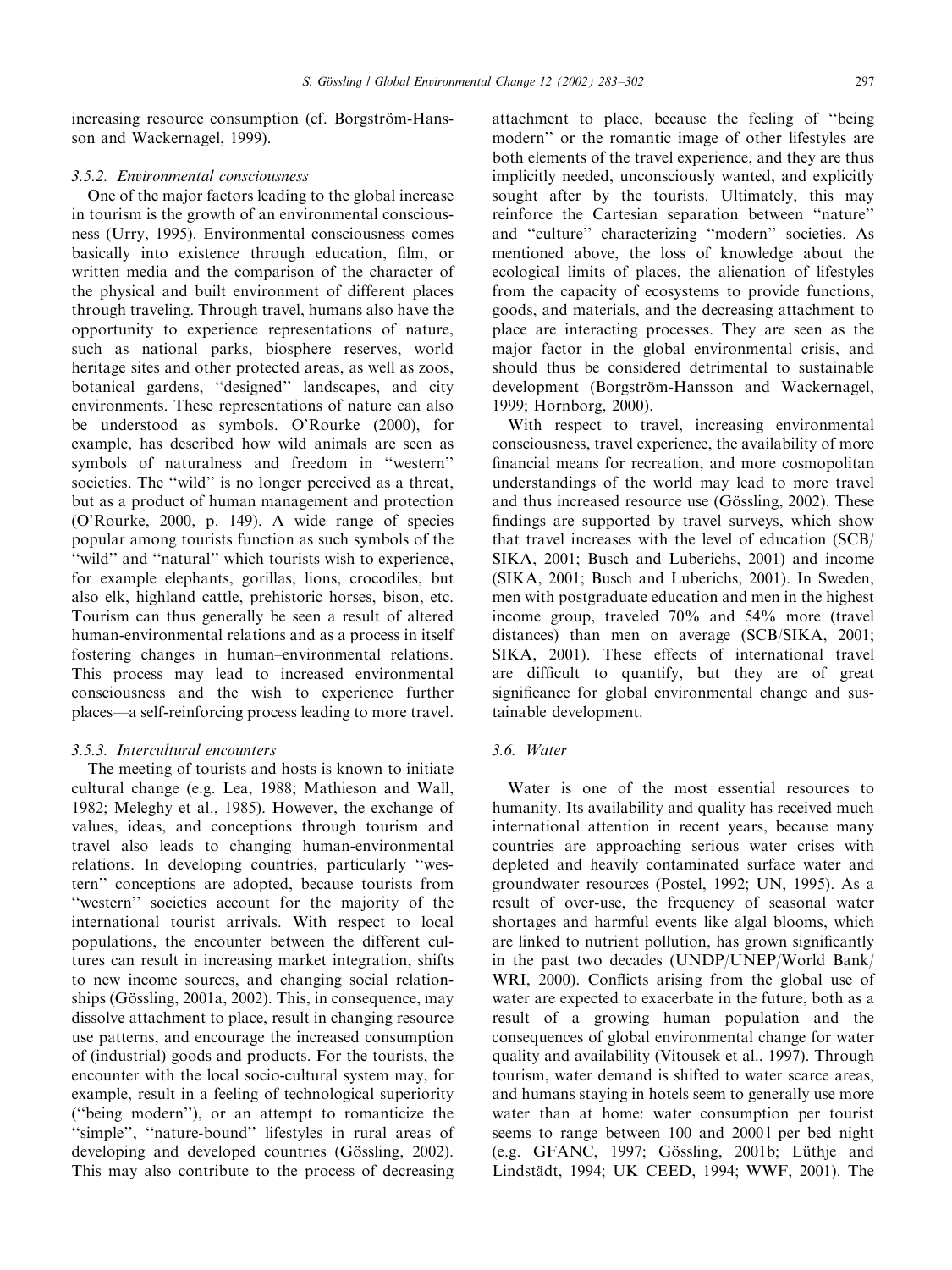increasing resource consumption (cf. Borgström-Hansson and Wackernagel, 1999).

### 3.5.2. Environmental consciousness

One of the major factors leading to the global increase in tourism is the growth of an environmental consciousness (Urry, 1995). Environmental consciousness comes basically into existence through education, film, or written media and the comparison of the character of the physical and built environment of different places through traveling. Through travel, humans also have the opportunity to experience representations of nature, such as national parks, biosphere reserves, world heritage sites and other protected areas, as well as zoos, botanical gardens, "designed" landscapes, and city environments. These representations of nature can also be understood as symbols. O'Rourke (2000), for example, has described how wild animals are seen as symbols of naturalness and freedom in "western" societies. The "wild" is no longer perceived as a threat, but as a product of human management and protection (O'Rourke, 2000, p. 149). A wide range of species popular among tourists function as such symbols of the "wild" and "natural" which tourists wish to experience, for example elephants, gorillas, lions, crocodiles, but also elk, highland cattle, prehistoric horses, bison, etc. Tourism can thus generally be seen a result of altered human-environmental relations and as a process in itself fostering changes in human–environmental relations. This process may lead to increased environmental consciousness and the wish to experience further places—a self-reinforcing process leading to more travel.

### 3.5.3. Intercultural encounters

The meeting of tourists and hosts is known to initiate cultural change (e.g. Lea, 1988; Mathieson and Wall, 1982; Meleghy et al., 1985). However, the exchange of values, ideas, and conceptions through tourism and travel also leads to changing human-environmental relations. In developing countries, particularly "western" conceptions are adopted, because tourists from "western" societies account for the majority of the international tourist arrivals. With respect to local populations, the encounter between the different cultures can result in increasing market integration, shifts to new income sources, and changing social relationships (Gössling, 2001a, 2002). This, in consequence, may dissolve attachment to place, result in changing resource use patterns, and encourage the increased consumption of (industrial) goods and products. For the tourists, the encounter with the local socio-cultural system may, for example, result in a feeling of technological superiority ("being modern"), or an attempt to romanticize the "simple", "nature-bound" lifestyles in rural areas of developing and developed countries (Gössling, 2002). This may also contribute to the process of decreasing attachment to place, because the feeling of "being modern" or the romantic image of other lifestyles are both elements of the travel experience, and they are thus implicitly needed, unconsciously wanted, and explicitly sought after by the tourists. Ultimately, this may reinforce the Cartesian separation between "nature" and "culture" characterizing "modern" societies. As mentioned above, the loss of knowledge about the ecological limits of places, the alienation of lifestyles from the capacity of ecosystems to provide functions, goods, and materials, and the decreasing attachment to place are interacting processes. They are seen as the major factor in the global environmental crisis, and should thus be considered detrimental to sustainable development (Borgström-Hansson and Wackernagel, 1999; Hornborg, 2000).

With respect to travel, increasing environmental consciousness, travel experience, the availability of more financial means for recreation, and more cosmopolitan understandings of the world may lead to more travel and thus increased resource use (Gössling, 2002). These findings are supported by travel surveys, which show that travel increases with the level of education (SCB/SIKA, 2001; Busch and Luberichs, 2001) and income (SIKA, 2001; Busch and Luberichs, 2001). In Sweden, men with postgraduate education and men in the highest income group, traveled 70% and 54% more (travel distances) than men on average (SCB/SIKA, 2001; SIKA, 2001). These effects of international travel are difficult to quantify, but they are of great significance for global environmental change and sustainable development.

## 3.6. Water

Water is one of the most essential resources to humanity. Its availability and quality has received much international attention in recent years, because many countries are approaching serious water crises with depleted and heavily contaminated surface water and groundwater resources (Postel, 1992; UN, 1995). As a result of over-use, the frequency of seasonal water shortages and harmful events like algal blooms, which are linked to nutrient pollution, has grown significantly in the past two decades (UNDP/UNEP/World Bank/WRI, 2000). Conflicts arising from the global use of water are expected to exacerbate in the future, both as a result of a growing human population and the consequences of global environmental change for water quality and availability (Vitousek et al., 1997). Through tourism, water demand is shifted to water scarce areas, and humans staying in hotels seem to generally use more water than at home: water consumption per tourist seems to range between 100 and 2000 l per bed night (e.g. GFANC, 1997; Gössling, 2001b; Lüthje and Lindstädt, 1994; UK CEED, 1994; WWF, 2001). The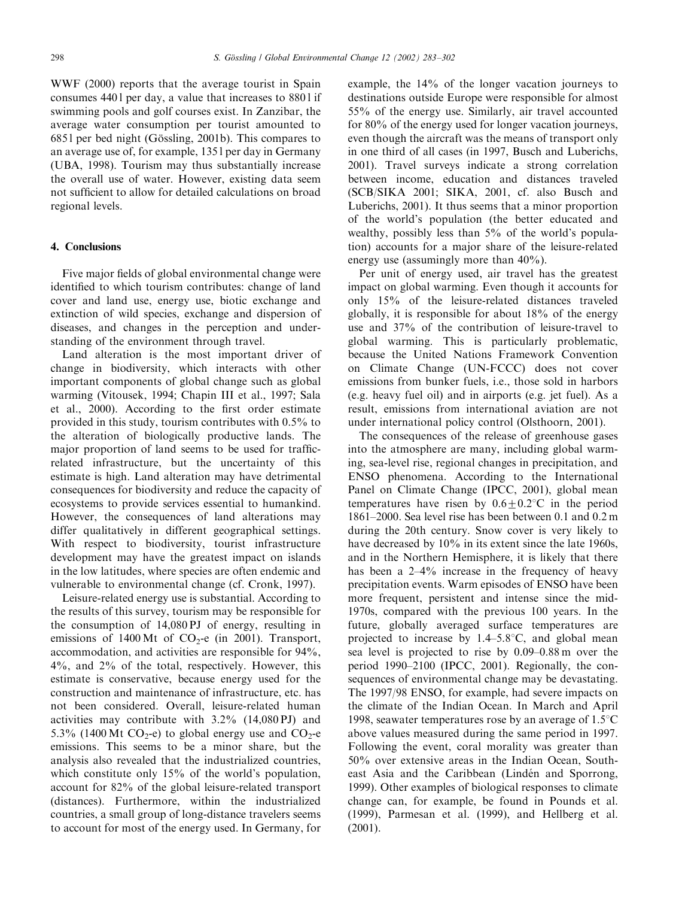WWF (2000) reports that the average tourist in Spain consumes 440 l per day, a value that increases to 880 l if swimming pools and golf courses exist. In Zanzibar, the average water consumption per tourist amounted to 685 l per bed night (Gössling, 2001b). This compares to an average use of, for example, 135 l per day in Germany (UBA, 1998). Tourism may thus substantially increase the overall use of water. However, existing data seem not sufficient to allow for detailed calculations on broad regional levels.

## 4. Conclusions

Five major fields of global environmental change were identified to which tourism contributes: change of land cover and land use, energy use, biotic exchange and extinction of wild species, exchange and dispersion of diseases, and changes in the perception and understanding of the environment through travel.

Land alteration is the most important driver of change in biodiversity, which interacts with other important components of global change such as global warming (Vitousek, 1994; Chapin III et al., 1997; Sala et al., 2000). According to the first order estimate provided in this study, tourism contributes with 0.5% to the alteration of biologically productive lands. The major proportion of land seems to be used for traffic-related infrastructure, but the uncertainty of this estimate is high. Land alteration may have detrimental consequences for biodiversity and reduce the capacity of ecosystems to provide services essential to humankind. However, the consequences of land alterations may differ qualitatively in different geographical settings. With respect to biodiversity, tourist infrastructure development may have the greatest impact on islands in the low latitudes, where species are often endemic and vulnerable to environmental change (cf. Cronk, 1997).

Leisure-related energy use is substantial. According to the results of this survey, tourism may be responsible for the consumption of 14,080 PJ of energy, resulting in emissions of 1400 Mt of $CO_2$-e (in 2001). Transport, accommodation, and activities are responsible for 94%, 4%, and 2% of the total, respectively. However, this estimate is conservative, because energy used for the construction and maintenance of infrastructure, etc. has not been considered. Overall, leisure-related human activities may contribute with 3.2% (14,080 PJ) and 5.3% (1400 Mt $CO_2$-e) to global energy use and $CO_2$-e emissions. This seems to be a minor share, but the analysis also revealed that the industrialized countries, which constitute only 15% of the world's population, account for 82% of the global leisure-related transport (distances). Furthermore, within the industrialized countries, a small group of long-distance travelers seems to account for most of the energy used. In Germany, for example, the 14% of the longer vacation journeys to destinations outside Europe were responsible for almost 55% of the energy use. Similarly, air travel accounted for 80% of the energy used for longer vacation journeys, even though the aircraft was the means of transport only in one third of all cases (in 1997, Busch and Luberichs, 2001). Travel surveys indicate a strong correlation between income, education and distances traveled (SCB/SIKA 2001; SIKA, 2001, cf. also Busch and Luberichs, 2001). It thus seems that a minor proportion of the world's population (the better educated and wealthy, possibly less than 5% of the world's population) accounts for a major share of the leisure-related energy use (assumingly more than 40%).

Per unit of energy used, air travel has the greatest impact on global warming. Even though it accounts for only 15% of the leisure-related distances traveled globally, it is responsible for about 18% of the energy use and 37% of the contribution of leisure-travel to global warming. This is particularly problematic, because the United Nations Framework Convention on Climate Change (UN-FCCC) does not cover emissions from bunker fuels, i.e., those sold in harbors (e.g. heavy fuel oil) and in airports (e.g. jet fuel). As a result, emissions from international aviation are not under international policy control (Olsthoorn, 2001).

The consequences of the release of greenhouse gases into the atmosphere are many, including global warming, sea-level rise, regional changes in precipitation, and ENSO phenomena. According to the International Panel on Climate Change (IPCC, 2001), global mean temperatures have risen by $0.6 \pm 0.2$°C in the period 1861–2000. Sea level rise has been between 0.1 and 0.2 m during the 20th century. Snow cover is very likely to have decreased by 10% in its extent since the late 1960s, and in the Northern Hemisphere, it is likely that there has been a 2–4% increase in the frequency of heavy precipitation events. Warm episodes of ENSO have been more frequent, persistent and intense since the mid-1970s, compared with the previous 100 years. In the future, globally averaged surface temperatures are projected to increase by 1.4–5.8°C, and global mean sea level is projected to rise by 0.09–0.88 m over the period 1990–2100 (IPCC, 2001). Regionally, the consequences of environmental change may be devastating. The 1997/98 ENSO, for example, had severe impacts on the climate of the Indian Ocean. In March and April 1998, seawater temperatures rose by an average of 1.5°C above values measured during the same period in 1997. Following the event, coral morality was greater than 50% over extensive areas in the Indian Ocean, Southeast Asia and the Caribbean (Lindén and Sporrong, 1999). Other examples of biological responses to climate change can, for example, be found in Pounds et al. (1999), Parmesan et al. (1999), and Hellberg et al. (2001).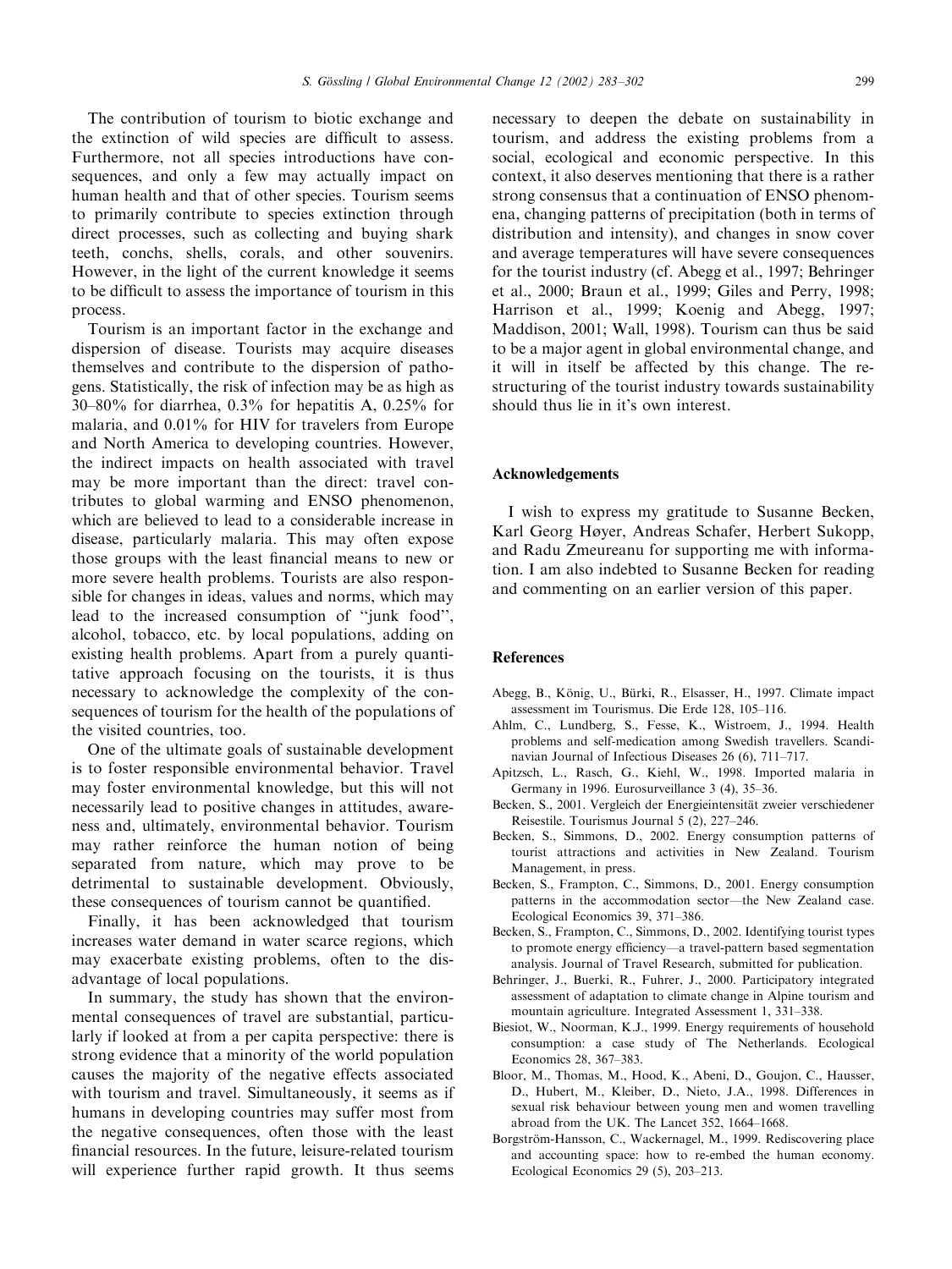The contribution of tourism to biotic exchange and the extinction of wild species are difficult to assess. Furthermore, not all species introductions have consequences, and only a few may actually impact on human health and that of other species. Tourism seems to primarily contribute to species extinction through direct processes, such as collecting and buying shark teeth, conchs, shells, corals, and other souvenirs. However, in the light of the current knowledge it seems to be difficult to assess the importance of tourism in this process.

Tourism is an important factor in the exchange and dispersion of disease. Tourists may acquire diseases themselves and contribute to the dispersion of pathogens. Statistically, the risk of infection may be as high as 30–80% for diarrhea, 0.3% for hepatitis A, 0.25% for malaria, and 0.01% for HIV for travelers from Europe and North America to developing countries. However, the indirect impacts on health associated with travel may be more important than the direct: travel contributes to global warming and ENSO phenomenon, which are believed to lead to a considerable increase in disease, particularly malaria. This may often expose those groups with the least financial means to new or more severe health problems. Tourists are also responsible for changes in ideas, values and norms, which may lead to the increased consumption of "junk food", alcohol, tobacco, etc. by local populations, adding on existing health problems. Apart from a purely quantitative approach focusing on the tourists, it is thus necessary to acknowledge the complexity of the consequences of tourism for the health of the populations of the visited countries, too.

One of the ultimate goals of sustainable development is to foster responsible environmental behavior. Travel may foster environmental knowledge, but this will not necessarily lead to positive changes in attitudes, awareness and, ultimately, environmental behavior. Tourism may rather reinforce the human notion of being separated from nature, which may prove to be detrimental to sustainable development. Obviously, these consequences of tourism cannot be quantified.

Finally, it has been acknowledged that tourism increases water demand in water scarce regions, which may exacerbate existing problems, often to the disadvantage of local populations.

In summary, the study has shown that the environmental consequences of travel are substantial, particularly if looked at from a per capita perspective: there is strong evidence that a minority of the world population causes the majority of the negative effects associated with tourism and travel. Simultaneously, it seems as if humans in developing countries may suffer most from the negative consequences, often those with the least financial resources. In the future, leisure-related tourism will experience further rapid growth. It thus seems necessary to deepen the debate on sustainability in tourism, and address the existing problems from a social, ecological and economic perspective. In this context, it also deserves mentioning that there is a rather strong consensus that a continuation of ENSO phenomena, changing patterns of precipitation (both in terms of distribution and intensity), and changes in snow cover and average temperatures will have severe consequences for the tourist industry (cf. Abegg et al., 1997; Behringer et al., 2000; Braun et al., 1999; Giles and Perry, 1998; Harrison et al., 1999; Koenig and Abegg, 1997; Maddison, 2001; Wall, 1998). Tourism can thus be said to be a major agent in global environmental change, and it will in itself be affected by this change. The restructuring of the tourist industry towards sustainability should thus lie in it's own interest.

## Acknowledgements

I wish to express my gratitude to Susanne Becken, Karl Georg Høyer, Andreas Schafer, Herbert Sukopp, and Radu Zmeureanu for supporting me with information. I am also indebted to Susanne Becken for reading and commenting on an earlier version of this paper.

## References

- Abegg, B., König, U., Bürki, R., Elsasser, H., 1997. Climate impact assessment im Tourismus. Die Erde 128, 105–116.
- Ahlm, C., Lundberg, S., Fesse, K., Wistroem, J., 1994. Health problems and self-medication among Swedish travellers. Scandinavian Journal of Infectious Diseases 26 (6), 711–717.
- Apitzsch, L., Rasch, G., Kiehl, W., 1998. Imported malaria in Germany in 1996. Eurosurveillance 3 (4), 35–36.
- Becken, S., 2001. Vergleich der Energieintensität zweier verschiedener Reisestile. Tourismus Journal 5 (2), 227–246.
- Becken, S., Simmons, D., 2002. Energy consumption patterns of tourist attractions and activities in New Zealand. Tourism Management, in press.
- Becken, S., Frampton, C., Simmons, D., 2001. Energy consumption patterns in the accommodation sector—the New Zealand case. Ecological Economics 39, 371–386.
- Becken, S., Frampton, C., Simmons, D., 2002. Identifying tourist types to promote energy efficiency—a travel-pattern based segmentation analysis. Journal of Travel Research, submitted for publication.
- Behringer, J., Buerki, R., Fuhrer, J., 2000. Participatory integrated assessment of adaptation to climate change in Alpine tourism and mountain agriculture. Integrated Assessment 1, 331–338.
- Biesiot, W., Noorman, K.J., 1999. Energy requirements of household consumption: a case study of The Netherlands. Ecological Economics 28, 367–383.
- Bloor, M., Thomas, M., Hood, K., Abeni, D., Goujon, C., Hausser, D., Hubert, M., Kleiber, D., Nieto, J.A., 1998. Differences in sexual risk behaviour between young men and women travelling abroad from the UK. The Lancet 352, 1664–1668.
- Borgström-Hansson, C., Wackernagel, M., 1999. Rediscovering place and accounting space: how to re-embed the human economy. Ecological Economics 29 (5), 203–213.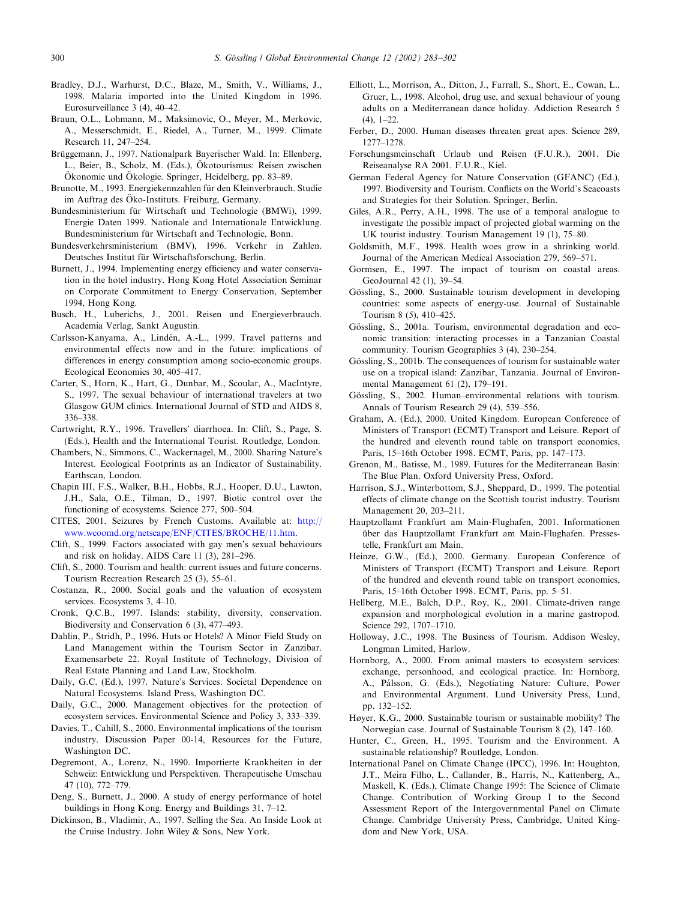Bradley, D.J., Warhurst, D.C., Blaze, M., Smith, V., Williams, J., 1998. Malaria imported into the United Kingdom in 1996. Eurosurveillance 3 (4), 40–42.

Braun, O.L., Lohmann, M., Maksimovic, O., Meyer, M., Merkovic, A., Messerschmidt, E., Riedel, A., Turner, M., 1999. Climate Research 11, 247–254.

Brüggemann, J., 1997. Nationalpark Bayerischer Wald. In: Ellenberg, L., Beier, B., Scholz, M. (Eds.), Ökotourismus: Reisen zwischen Ökonomie und Ökologie. Springer, Heidelberg, pp. 83–89.

Brunotte, M., 1993. Energiekennzahlen für den Kleinverbrauch. Studie im Auftrag des Öko-Instituts. Freiburg, Germany.

Bundesministerium für Wirtschaft und Technologie (BMWi), 1999. Energie Daten 1999. Nationale und Internationale Entwicklung. Bundesministerium für Wirtschaft and Technologie, Bonn.

Bundesverkehrsministerium (BMV), 1996. Verkehr in Zahlen. Deutsches Institut für Wirtschaftsforschung, Berlin.

Burnett, J., 1994. Implementing energy efficiency and water conservation in the hotel industry. Hong Kong Hotel Association Seminar on Corporate Commitment to Energy Conservation, September 1994, Hong Kong.

Busch, H., Luberichs, J., 2001. Reisen und Energieverbrauch. Academia Verlag, Sankt Augustin.

Carlsson-Kanyama, A., Lindén, A.-L., 1999. Travel patterns and environmental effects now and in the future: implications of differences in energy consumption among socio-economic groups. Ecological Economics 30, 405–417.

Carter, S., Horn, K., Hart, G., Dunbar, M., Scoular, A., MacIntyre, S., 1997. The sexual behaviour of international travelers at two Glasgow GUM clinics. International Journal of STD and AIDS 8, 336–338.

Cartwright, R.Y., 1996. Travellers' diarrhoea. In: Clift, S., Page, S. (Eds.), Health and the International Tourist. Routledge, London.

Chambers, N., Simmons, C., Wackernagel, M., 2000. Sharing Nature's Interest. Ecological Footprints as an Indicator of Sustainability. Earthscan, London.

Chapin III, F.S., Walker, B.H., Hobbs, R.J., Hooper, D.U., Lawton, J.H., Sala, O.E., Tilman, D., 1997. Biotic control over the functioning of ecosystems. Science 277, 500–504.

CITES, 2001. Seizures by French Customs. Available at: http://www.wcoomd.org/netscape/ENF/CITES/BROCHE/11.htm.

Clift, S., 1999. Factors associated with gay men's sexual behaviours and risk on holiday. AIDS Care 11 (3), 281–296.

Clift, S., 2000. Tourism and health: current issues and future concerns. Tourism Recreation Research 25 (3), 55–61.

Costanza, R., 2000. Social goals and the valuation of ecosystem services. Ecosystems 3, 4–10.

Cronk, Q.C.B., 1997. Islands: stability, diversity, conservation. Biodiversity and Conservation 6 (3), 477–493.

Dahlin, P., Stridh, P., 1996. Huts or Hotels? A Minor Field Study on Land Management within the Tourism Sector in Zanzibar. Examensarbete 22. Royal Institute of Technology, Division of Real Estate Planning and Land Law, Stockholm.

Daily, G.C. (Ed.), 1997. Nature's Services. Societal Dependence on Natural Ecosystems. Island Press, Washington DC.

Daily, G.C., 2000. Management objectives for the protection of ecosystem services. Environmental Science and Policy 3, 333–339.

Davies, T., Cahill, S., 2000. Environmental implications of the tourism industry. Discussion Paper 00-14, Resources for the Future, Washington DC.

Degremont, A., Lorenz, N., 1990. Importierte Krankheiten in der Schweiz: Entwicklung und Perspektiven. Therapeutische Umschau 47 (10), 772–779.

Deng, S., Burnett, J., 2000. A study of energy performance of hotel buildings in Hong Kong. Energy and Buildings 31, 7–12.

Dickinson, B., Vladimir, A., 1997. Selling the Sea. An Inside Look at the Cruise Industry. John Wiley & Sons, New York.

Elliott, L., Morrison, A., Ditton, J., Farrall, S., Short, E., Cowan, L., Gruer, L., 1998. Alcohol, drug use, and sexual behaviour of young adults on a Mediterranean dance holiday. Addiction Research 5 (4), 1–22.

Ferber, D., 2000. Human diseases threaten great apes. Science 289, 1277–1278.

Forschungsmeinschaft Urlaub und Reisen (F.U.R.), 2001. Die Reiseanalyse RA 2001. F.U.R., Kiel.

German Federal Agency for Nature Conservation (GFANC) (Ed.), 1997. Biodiversity and Tourism. Conflicts on the World's Seacoasts and Strategies for their Solution. Springer, Berlin.

Giles, A.R., Perry, A.H., 1998. The use of a temporal analogue to investigate the possible impact of projected global warming on the UK tourist industry. Tourism Management 19 (1), 75–80.

Goldsmith, M.F., 1998. Health woes grow in a shrinking world. Journal of the American Medical Association 279, 569–571.

Gormsen, E., 1997. The impact of tourism on coastal areas. GeoJournal 42 (1), 39–54.

Gössling, S., 2000. Sustainable tourism development in developing countries: some aspects of energy-use. Journal of Sustainable Tourism 8 (5), 410–425.

Gössling, S., 2001a. Tourism, environmental degradation and economic transition: interacting processes in a Tanzanian Coastal community. Tourism Geographies 3 (4), 230–254.

Gössling, S., 2001b. The consequences of tourism for sustainable water use on a tropical island: Zanzibar, Tanzania. Journal of Environmental Management 61 (2), 179–191.

Gössling, S., 2002. Human–environmental relations with tourism. Annals of Tourism Research 29 (4), 539–556.

Graham, A. (Ed.), 2000. United Kingdom. European Conference of Ministers of Transport (ECMT) Transport and Leisure. Report of the hundred and eleventh round table on transport economics, Paris, 15–16th October 1998. ECMT, Paris, pp. 147–173.

Grenon, M., Batisse, M., 1989. Futures for the Mediterranean Basin: The Blue Plan. Oxford University Press, Oxford.

Harrison, S.J., Winterbottom, S.J., Sheppard, D., 1999. The potential effects of climate change on the Scottish tourist industry. Tourism Management 20, 203–211.

Hauptzollamt Frankfurt am Main-Flughafen, 2001. Informationen über das Hauptzollamt Frankfurt am Main-Flughafen. Pressestelle, Frankfurt am Main.

Heinze, G.W., (Ed.), 2000. Germany. European Conference of Ministers of Transport (ECMT) Transport and Leisure. Report of the hundred and eleventh round table on transport economics, Paris, 15–16th October 1998. ECMT, Paris, pp. 5–51.

Hellberg, M.E., Balch, D.P., Roy, K., 2001. Climate-driven range expansion and morphological evolution in a marine gastropod. Science 292, 1707–1710.

Holloway, J.C., 1998. The Business of Tourism. Addison Wesley, Longman Limited, Harlow.

Hornborg, A., 2000. From animal masters to ecosystem services: exchange, personhood, and ecological practice. In: Hornborg, A., Pálsson, G. (Eds.), Negotiating Nature: Culture, Power and Environmental Argument. Lund University Press, Lund, pp. 132–152.

Høyer, K.G., 2000. Sustainable tourism or sustainable mobility? The Norwegian case. Journal of Sustainable Tourism 8 (2), 147–160.

Hunter, C., Green, H., 1995. Tourism and the Environment. A sustainable relationship? Routledge, London.

International Panel on Climate Change (IPCC), 1996. In: Houghton, J.T., Meira Filho, L., Callander, B., Harris, N., Kattenberg, A., Maskell, K. (Eds.), Climate Change 1995: The Science of Climate Change. Contribution of Working Group I to the Second Assessment Report of the Intergovernmental Panel on Climate Change. Cambridge University Press, Cambridge, United Kingdom and New York, USA.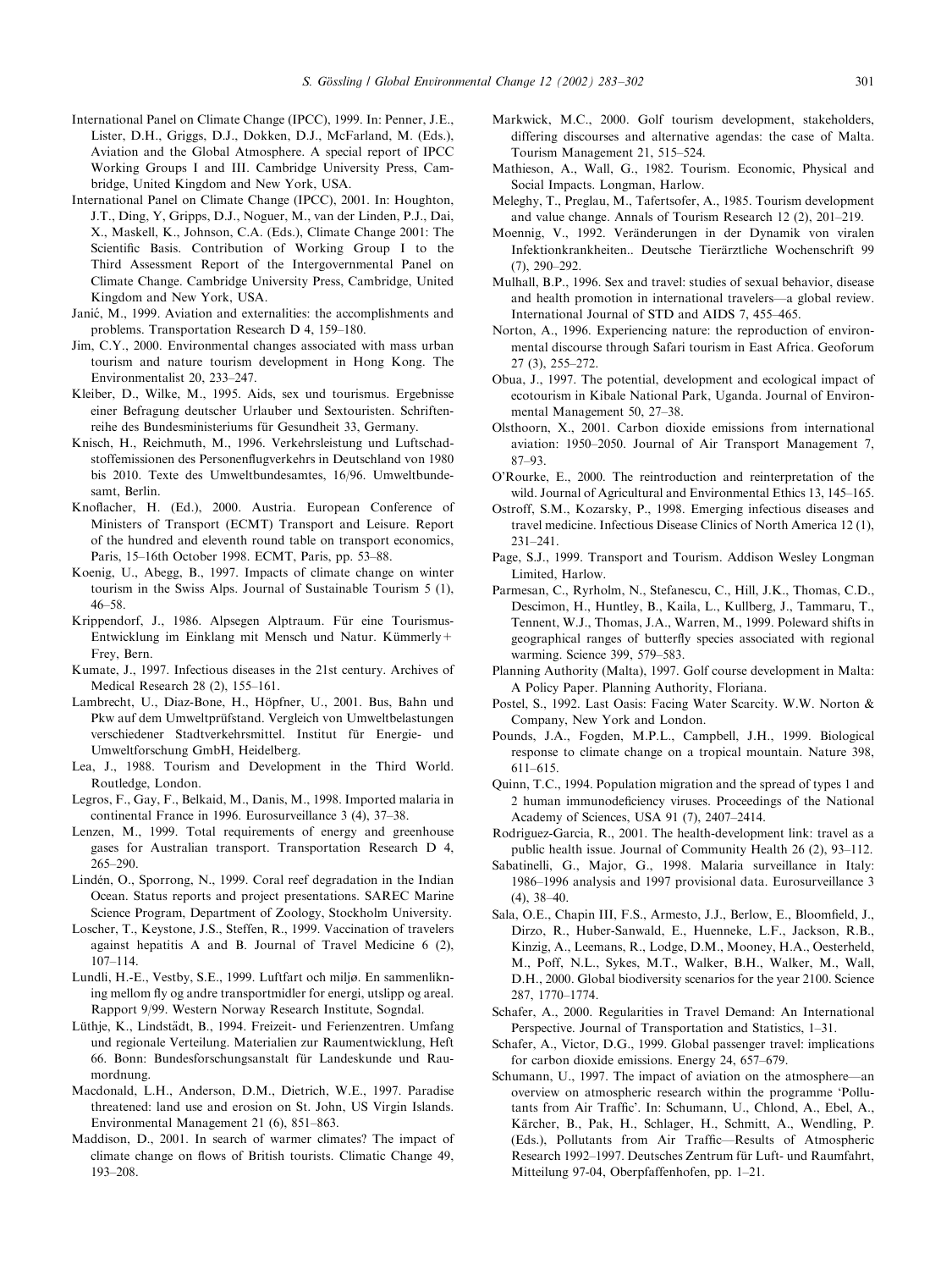International Panel on Climate Change (IPCC), 1999. In: Penner, J.E., Lister, D.H., Griggs, D.J., Dokken, D.J., McFarland, M. (Eds.), Aviation and the Global Atmosphere. A special report of IPCC Working Groups I and III. Cambridge University Press, Cambridge, United Kingdom and New York, USA.

International Panel on Climate Change (IPCC), 2001. In: Houghton, J.T., Ding, Y, Gripps, D.J., Noguer, M., van der Linden, P.J., Dai, X., Maskell, K., Johnson, C.A. (Eds.), Climate Change 2001: The Scientific Basis. Contribution of Working Group I to the Third Assessment Report of the Intergovernmental Panel on Climate Change. Cambridge University Press, Cambridge, United Kingdom and New York, USA.

Janić, M., 1999. Aviation and externalities: the accomplishments and problems. Transportation Research D 4, 159–180.

Jim, C.Y., 2000. Environmental changes associated with mass urban tourism and nature tourism development in Hong Kong. The Environmentalist 20, 233–247.

Kleiber, D., Wilke, M., 1995. Aids, sex und tourismus. Ergebnisse einer Befragung deutscher Urlauber und Sextouristen. Schriftenreihe des Bundesministeriums für Gesundheit 33, Germany.

Knisch, H., Reichmuth, M., 1996. Verkehrsleistung und Luftschadstoffemissionen des Personenflugverkehrs in Deutschland von 1980 bis 2010. Texte des Umweltbundesamtes, 16/96. Umweltbundesamt, Berlin.

Knoflacher, H. (Ed.), 2000. Austria. European Conference of Ministers of Transport (ECMT) Transport and Leisure. Report of the hundred and eleventh round table on transport economics, Paris, 15–16th October 1998. ECMT, Paris, pp. 53–88.

Koenig, U., Abegg, B., 1997. Impacts of climate change on winter tourism in the Swiss Alps. Journal of Sustainable Tourism 5 (1), 46–58.

Krippendorf, J., 1986. Alpsegen Alptraum. Für eine Tourismus-Entwicklung im Einklang mit Mensch und Natur. Kümmerly + Frey, Bern.

Kumate, J., 1997. Infectious diseases in the 21st century. Archives of Medical Research 28 (2), 155–161.

Lambrecht, U., Diaz-Bone, H., Höpfner, U., 2001. Bus, Bahn und Pkw auf dem Umweltprüfstand. Vergleich von Umweltbelastungen verschiedener Stadtverkehrsmittel. Institut für Energie- und Umweltforschung GmbH, Heidelberg.

Lea, J., 1988. Tourism and Development in the Third World. Routledge, London.

Legros, F., Gay, F., Belkaid, M., Danis, M., 1998. Imported malaria in continental France in 1996. Eurosurveillance 3 (4), 37–38.

Lenzen, M., 1999. Total requirements of energy and greenhouse gases for Australian transport. Transportation Research D 4, 265–290.

Lindén, O., Sporrong, N., 1999. Coral reef degradation in the Indian Ocean. Status reports and project presentations. SAREC Marine Science Program, Department of Zoology, Stockholm University.

Loscher, T., Keystone, J.S., Steffen, R., 1999. Vaccination of travelers against hepatitis A and B. Journal of Travel Medicine 6 (2), 107–114.

Lundli, H.-E., Vestby, S.E., 1999. Luftfart och miljø. En sammenlikning mellom fly og andre transportmidler for energi, utslipp og areal. Rapport 9/99. Western Norway Research Institute, Sogndal.

Lüthje, K., Lindstädt, B., 1994. Freizeit- und Ferienzentren. Umfang und regionale Verteilung. Materialien zur Raumentwicklung, Heft 66. Bonn: Bundesforschungsanstalt für Landeskunde und Raumordnung.

Macdonald, L.H., Anderson, D.M., Dietrich, W.E., 1997. Paradise threatened: land use and erosion on St. John, US Virgin Islands. Environmental Management 21 (6), 851–863.

Maddison, D., 2001. In search of warmer climates? The impact of climate change on flows of British tourists. Climatic Change 49, 193–208.

Markwick, M.C., 2000. Golf tourism development, stakeholders, differing discourses and alternative agendas: the case of Malta. Tourism Management 21, 515–524.

Mathieson, A., Wall, G., 1982. Tourism. Economic, Physical and Social Impacts. Longman, Harlow.

Meleghy, T., Preglau, M., Tafertsofer, A., 1985. Tourism development and value change. Annals of Tourism Research 12 (2), 201–219.

Moennig, V., 1992. Veränderungen in der Dynamik von viralen Infektionkrankheiten.. Deutsche Tierärztliche Wochenschrift 99 (7), 290–292.

Mulhall, B.P., 1996. Sex and travel: studies of sexual behavior, disease and health promotion in international travelers—a global review. International Journal of STD and AIDS 7, 455–465.

Norton, A., 1996. Experiencing nature: the reproduction of environmental discourse through Safari tourism in East Africa. Geoforum 27 (3), 255–272.

Obua, J., 1997. The potential, development and ecological impact of ecotourism in Kibale National Park, Uganda. Journal of Environmental Management 50, 27–38.

Olsthoorn, X., 2001. Carbon dioxide emissions from international aviation: 1950–2050. Journal of Air Transport Management 7, 87–93.

O'Rourke, E., 2000. The reintroduction and reinterpretation of the wild. Journal of Agricultural and Environmental Ethics 13, 145–165.

Ostroff, S.M., Kozarsky, P., 1998. Emerging infectious diseases and travel medicine. Infectious Disease Clinics of North America 12 (1), 231–241.

Page, S.J., 1999. Transport and Tourism. Addison Wesley Longman Limited, Harlow.

Parmesan, C., Ryrholm, N., Stefanescu, C., Hill, J.K., Thomas, C.D., Descimon, H., Huntley, B., Kaila, L., Kullberg, J., Tammaru, T., Tennent, W.J., Thomas, J.A., Warren, M., 1999. Poleward shifts in geographical ranges of butterfly species associated with regional warming. Science 399, 579–583.

Planning Authority (Malta), 1997. Golf course development in Malta: A Policy Paper. Planning Authority, Floriana.

Postel, S., 1992. Last Oasis: Facing Water Scarcity. W.W. Norton & Company, New York and London.

Pounds, J.A., Fogden, M.P.L., Campbell, J.H., 1999. Biological response to climate change on a tropical mountain. Nature 398, 611–615.

Quinn, T.C., 1994. Population migration and the spread of types 1 and 2 human immunodeficiency viruses. Proceedings of the National Academy of Sciences, USA 91 (7), 2407–2414.

Rodriguez-Garcia, R., 2001. The health-development link: travel as a public health issue. Journal of Community Health 26 (2), 93–112.

Sabatinelli, G., Major, G., 1998. Malaria surveillance in Italy: 1986–1996 analysis and 1997 provisional data. Eurosurveillance 3 (4), 38–40.

Sala, O.E., Chapin III, F.S., Armesto, J.J., Berlow, E., Bloomfield, J., Dirzo, R., Huber-Sanwald, E., Huenneke, L.F., Jackson, R.B., Kinzig, A., Leemans, R., Lodge, D.M., Mooney, H.A., Oesterheld, M., Poff, N.L., Sykes, M.T., Walker, B.H., Walker, M., Wall, D.H., 2000. Global biodiversity scenarios for the year 2100. Science 287, 1770–1774.

Schafer, A., 2000. Regularities in Travel Demand: An International Perspective. Journal of Transportation and Statistics, 1–31.

Schafer, A., Victor, D.G., 1999. Global passenger travel: implications for carbon dioxide emissions. Energy 24, 657–679.

Schumann, U., 1997. The impact of aviation on the atmosphere—an overview on atmospheric research within the programme 'Pollutants from Air Traffic'. In: Schumann, U., Chlond, A., Ebel, A., Kärcher, B., Pak, H., Schlager, H., Schmitt, A., Wendling, P. (Eds.), Pollutants from Air Traffic—Results of Atmospheric Research 1992–1997. Deutsches Zentrum für Luft- und Raumfahrt, Mitteilung 97-04, Oberpfaffenhofen, pp. 1–21.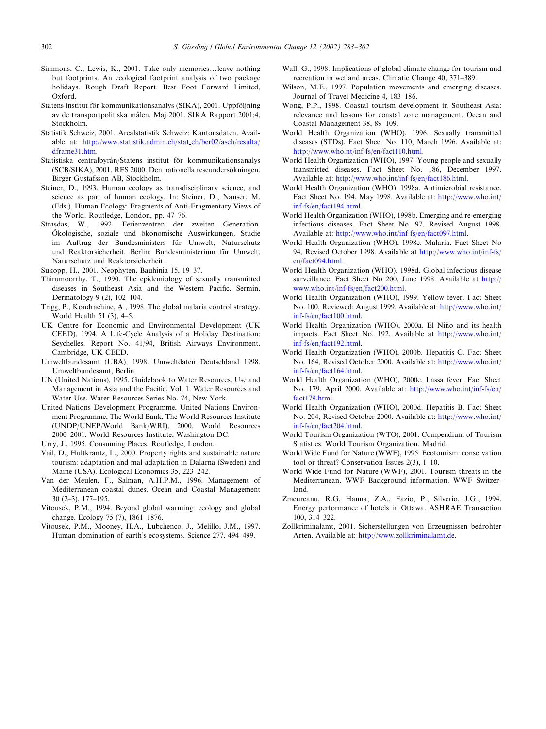Simmons, C., Lewis, K., 2001. Take only memories…leave nothing but footprints. An ecological footprint analysis of two package holidays. Rough Draft Report. Best Foot Forward Limited, Oxford.

Statens institut för kommunikationsanalys (SIKA), 2001. Uppföljning av de transportpolitiska målen. Maj 2001. SIKA Rapport 2001:4, Stockholm.

Statistik Schweiz, 2001. Arealstatistik Schweiz: Kantonsdaten. Available at: http://www.statistik.admin.ch/stat_ch/ber02/asch/resulta/dframe31.htm.

Statistiska centralbyrån/Statens institut för kommunikationsanalys (SCB/SIKA), 2001. RES 2000. Den nationella reseundersökningen. Birger Gustafsson AB, Stockholm.

Steiner, D., 1993. Human ecology as transdisciplinary science, and science as part of human ecology. In: Steiner, D., Nauser, M. (Eds.), Human Ecology: Fragments of Anti-Fragmentary Views of the World. Routledge, London, pp. 47–76.

Strasdas, W., 1992. Ferienzentren der zweiten Generation. Ökologische, soziale und ökonomische Auswirkungen. Studie im Auftrag der Bundesminsters für Umwelt, Naturschutz und Reaktorsicherheit. Berlin: Bundesministerium für Umwelt, Naturschutz und Reaktorsicherheit.

Sukopp, H., 2001. Neophyten. Bauhinia 15, 19–37.

Thirumoorthy, T., 1990. The epidemiology of sexually transmitted diseases in Southeast Asia and the Western Pacific. Sermin. Dermatology 9 (2), 102–104.

Trigg, P., Kondrachine, A., 1998. The global malaria control strategy. World Health 51 (3), 4–5.

UK Centre for Economic and Environmental Development (UK CEED), 1994. A Life-Cycle Analysis of a Holiday Destination: Seychelles. Report No. 41/94, British Airways Environment. Cambridge, UK CEED.

Umweltbundesamt (UBA), 1998. Umweltdaten Deutschland 1998. Umweltbundesamt, Berlin.

UN (United Nations), 1995. Guidebook to Water Resources, Use and Management in Asia and the Pacific, Vol. 1. Water Resources and Water Use. Water Resources Series No. 74, New York.

United Nations Development Programme, United Nations Environment Programme, The World Bank, The World Resources Institute (UNDP/UNEP/World Bank/WRI), 2000. World Resources 2000–2001. World Resources Institute, Washington DC.

Urry, J., 1995. Consuming Places. Routledge, London.

Vail, D., Hultkrantz, L., 2000. Property rights and sustainable nature tourism: adaptation and mal-adaptation in Dalarna (Sweden) and Maine (USA). Ecological Economics 35, 223–242.

Van der Meulen, F., Salman, A.H.P.M., 1996. Management of Mediterranean coastal dunes. Ocean and Coastal Management 30 (2–3), 177–195.

Vitousek, P.M., 1994. Beyond global warming: ecology and global change. Ecology 75 (7), 1861–1876.

Vitousek, P.M., Mooney, H.A., Lubchenco, J., Melillo, J.M., 1997. Human domination of earth's ecosystems. Science 277, 494–499.

Wall, G., 1998. Implications of global climate change for tourism and recreation in wetland areas. Climatic Change 40, 371–389.

Wilson, M.E., 1997. Population movements and emerging diseases. Journal of Travel Medicine 4, 183–186.

Wong, P.P., 1998. Coastal tourism development in Southeast Asia: relevance and lessons for coastal zone management. Ocean and Coastal Management 38, 89–109.

World Health Organization (WHO), 1996. Sexually transmitted diseases (STDs). Fact Sheet No. 110, March 1996. Available at: http://www.who.nt/inf-fs/en/fact110.html.

World Health Organization (WHO), 1997. Young people and sexually transmitted diseases. Fact Sheet No. 186, December 1997. Available at: http://www.who.int/inf-fs/en/fact186.html.

World Health Organization (WHO), 1998a. Antimicrobial resistance. Fact Sheet No. 194, May 1998. Available at: http://www.who.int/inf-fs/en/fact194.html.

World Health Organization (WHO), 1998b. Emerging and re-emerging infectious diseases. Fact Sheet No. 97, Revised August 1998. Available at: http://www.who.int/inf-fs/en/fact097.html.

World Health Organization (WHO), 1998c. Malaria. Fact Sheet No 94, Revised October 1998. Available at http://www.who.int/inf-fs/en/fact094.html.

World Health Organization (WHO), 1998d. Global infectious disease surveillance. Fact Sheet No 200, June 1998. Available at http://www.who.int/inf-fs/en/fact200.html.

World Health Organization (WHO), 1999. Yellow fever. Fact Sheet No. 100, Reviewed: August 1999. Available at: http//www.who.int/inf-fs/en/fact100.html.

World Health Organization (WHO), 2000a. El Niño and its health impacts. Fact Sheet No. 192. Available at http://www.who.int/inf-fs/en/fact192.html.

World Health Organization (WHO), 2000b. Hepatitis C. Fact Sheet No. 164, Revised October 2000. Available at: http://www.who.int/inf-fs/en/fact164.html.

World Health Organization (WHO), 2000c. Lassa fever. Fact Sheet No. 179, April 2000. Available at: http://www.who.int/inf-fs/en/fact179.html.

World Health Organization (WHO), 2000d. Hepatitis B. Fact Sheet No. 204, Revised October 2000. Available at: http://www.who.int/inf-fs/en/fact204.html.

World Tourism Organization (WTO), 2001. Compendium of Tourism Statistics. World Tourism Organization, Madrid.

World Wide Fund for Nature (WWF), 1995. Ecotourism: conservation tool or threat? Conservation Issues 2(3), 1–10.

World Wide Fund for Nature (WWF), 2001. Tourism threats in the Mediterranean. WWF Background information. WWF Switzerland.

Zmeureanu, R.G, Hanna, Z.A., Fazio, P., Silverio, J.G., 1994. Energy performance of hotels in Ottawa. ASHRAE Transaction 100, 314–322.

Zollkriminalamt, 2001. Sicherstellungen von Erzeugnissen bedrohter Arten. Available at: http://www.zollkriminalamt.de.